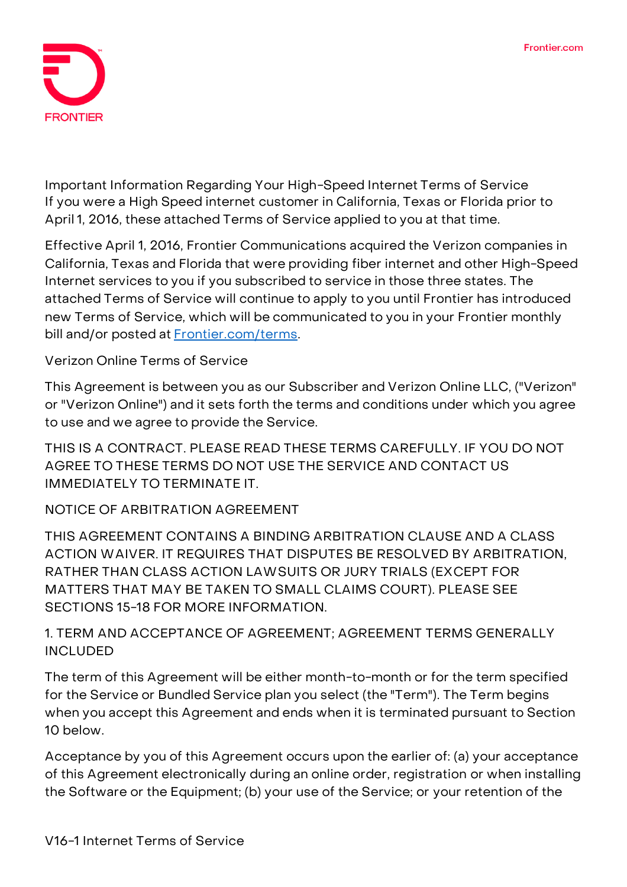Important Information Regarding Your High-Speed Internet Terms of Service
If you were a High Speed internet customer in California, Texas or Florida prior to April 1, 2016, these attached Terms of Service applied to you at that time.

Effective April 1, 2016, Frontier Communications acquired the Verizon companies in California, Texas and Florida that were providing fiber internet and other High-Speed Internet services to you if you subscribed to service in those three states. The attached Terms of Service will continue to apply to you until Frontier has introduced new Terms of Service, which will be communicated to you in your Frontier monthly bill and/or posted at [Frontier.com/terms](Frontier.com/terms).

## Verizon Online Terms of Service

This Agreement is between you as our Subscriber and Verizon Online LLC, ("Verizon" or "Verizon Online") and it sets forth the terms and conditions under which you agree to use and we agree to provide the Service.

THIS IS A CONTRACT. PLEASE READ THESE TERMS CAREFULLY. IF YOU DO NOT AGREE TO THESE TERMS DO NOT USE THE SERVICE AND CONTACT US IMMEDIATELY TO TERMINATE IT.

### NOTICE OF ARBITRATION AGREEMENT

THIS AGREEMENT CONTAINS A BINDING ARBITRATION CLAUSE AND A CLASS ACTION WAIVER. IT REQUIRES THAT DISPUTES BE RESOLVED BY ARBITRATION, RATHER THAN CLASS ACTION LAWSUITS OR JURY TRIALS (EXCEPT FOR MATTERS THAT MAY BE TAKEN TO SMALL CLAIMS COURT). PLEASE SEE SECTIONS 15-18 FOR MORE INFORMATION.

### 1. TERM AND ACCEPTANCE OF AGREEMENT; AGREEMENT TERMS GENERALLY INCLUDED

The term of this Agreement will be either month-to-month or for the term specified for the Service or Bundled Service plan you select (the "Term"). The Term begins when you accept this Agreement and ends when it is terminated pursuant to Section 10 below.

Acceptance by you of this Agreement occurs upon the earlier of: (a) your acceptance of this Agreement electronically during an online order, registration or when installing the Software or the Equipment; (b) your use of the Service; or your retention of the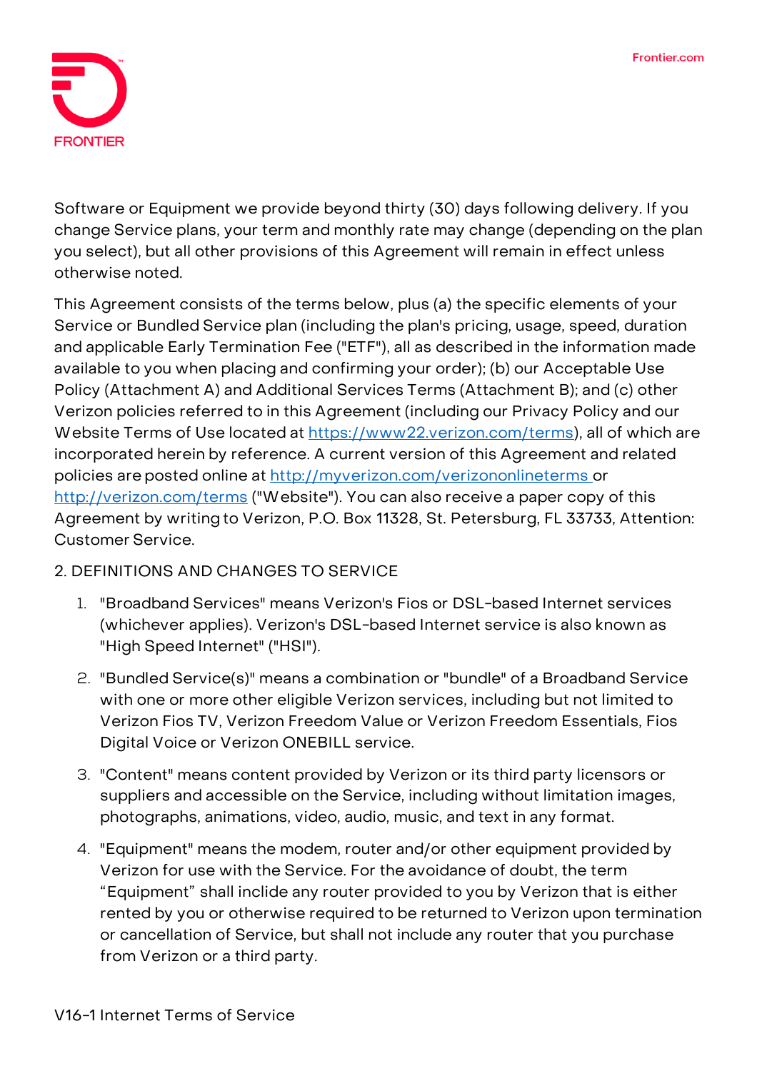Software or Equipment we provide beyond thirty (30) days following delivery. If you change Service plans, your term and monthly rate may change (depending on the plan you select), but all other provisions of this Agreement will remain in effect unless otherwise noted.

This Agreement consists of the terms below, plus (a) the specific elements of your Service or Bundled Service plan (including the plan's pricing, usage, speed, duration and applicable Early Termination Fee ("ETF"), all as described in the information made available to you when placing and confirming your order); (b) our Acceptable Use Policy (Attachment A) and Additional Services Terms (Attachment B); and (c) other Verizon policies referred to in this Agreement (including our Privacy Policy and our Website Terms of Use located at https://www22.verizon.com/terms), all of which are incorporated herein by reference. A current version of this Agreement and related policies are posted online at http://myverizon.com/verizononlineterms or http://verizon.com/terms ("Website"). You can also receive a paper copy of this Agreement by writing to Verizon, P.O. Box 11328, St. Petersburg, FL 33733, Attention: Customer Service.

2. DEFINITIONS AND CHANGES TO SERVICE

1. "Broadband Services" means Verizon's Fios or DSL-based Internet services (whichever applies). Verizon's DSL-based Internet service is also known as "High Speed Internet" ("HSI").
2. "Bundled Service(s)" means a combination or "bundle" of a Broadband Service with one or more other eligible Verizon services, including but not limited to Verizon Fios TV, Verizon Freedom Value or Verizon Freedom Essentials, Fios Digital Voice or Verizon ONEBILL service.
3. "Content" means content provided by Verizon or its third party licensors or suppliers and accessible on the Service, including without limitation images, photographs, animations, video, audio, music, and text in any format.
4. "Equipment" means the modem, router and/or other equipment provided by Verizon for use with the Service. For the avoidance of doubt, the term "Equipment" shall include any router provided to you by Verizon that is either rented by you or otherwise required to be returned to Verizon upon termination or cancellation of Service, but shall not include any router that you purchase from Verizon or a third party.

V16-1 Internet Terms of Service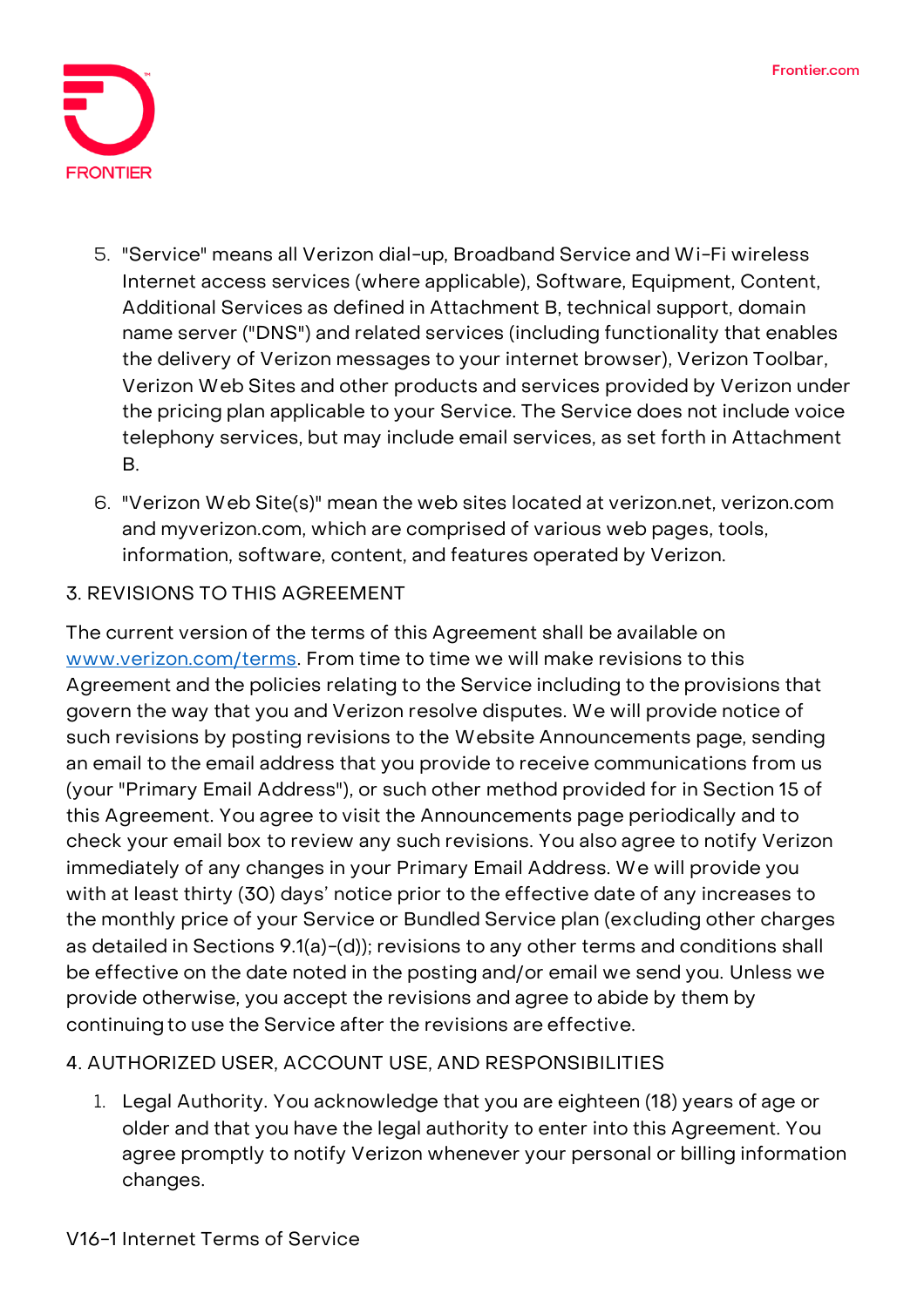5. "Service" means all Verizon dial-up, Broadband Service and Wi-Fi wireless Internet access services (where applicable), Software, Equipment, Content, Additional Services as defined in Attachment B, technical support, domain name server ("DNS") and related services (including functionality that enables the delivery of Verizon messages to your internet browser), Verizon Toolbar, Verizon Web Sites and other products and services provided by Verizon under the pricing plan applicable to your Service. The Service does not include voice telephony services, but may include email services, as set forth in Attachment B.
6. "Verizon Web Site(s)" mean the web sites located at verizon.net, verizon.com and myverizon.com, which are comprised of various web pages, tools, information, software, content, and features operated by Verizon.

## 3. REVISIONS TO THIS AGREEMENT

The current version of the terms of this Agreement shall be available on [www.verizon.com/terms](www.verizon.com/terms). From time to time we will make revisions to this Agreement and the policies relating to the Service including to the provisions that govern the way that you and Verizon resolve disputes. We will provide notice of such revisions by posting revisions to the Website Announcements page, sending an email to the email address that you provide to receive communications from us (your "Primary Email Address"), or such other method provided for in Section 15 of this Agreement. You agree to visit the Announcements page periodically and to check your email box to review any such revisions. You also agree to notify Verizon immediately of any changes in your Primary Email Address. We will provide you with at least thirty (30) days' notice prior to the effective date of any increases to the monthly price of your Service or Bundled Service plan (excluding other charges as detailed in Sections 9.1(a)-(d)); revisions to any other terms and conditions shall be effective on the date noted in the posting and/or email we send you. Unless we provide otherwise, you accept the revisions and agree to abide by them by continuing to use the Service after the revisions are effective.

## 4. AUTHORIZED USER, ACCOUNT USE, AND RESPONSIBILITIES

1. Legal Authority. You acknowledge that you are eighteen (18) years of age or older and that you have the legal authority to enter into this Agreement. You agree promptly to notify Verizon whenever your personal or billing information changes.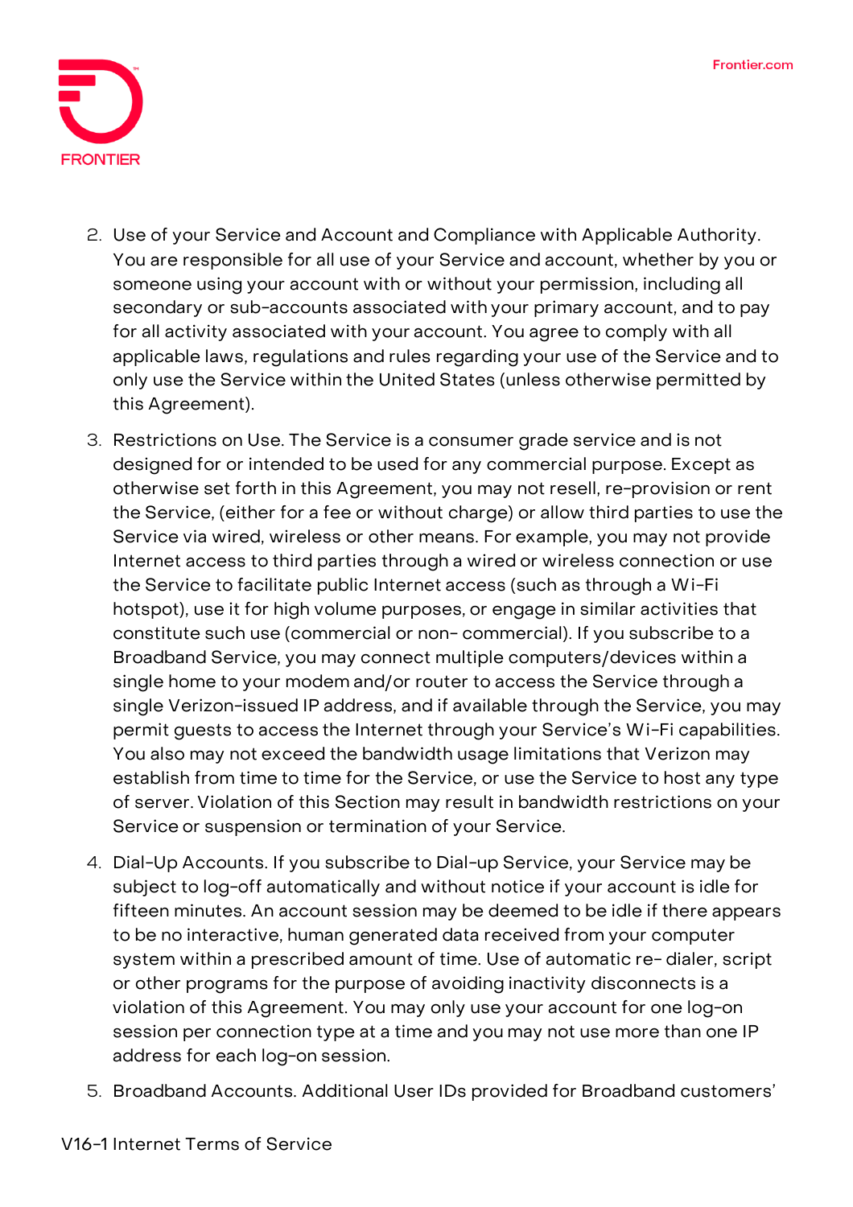2. Use of your Service and Account and Compliance with Applicable Authority. You are responsible for all use of your Service and account, whether by you or someone using your account with or without your permission, including all secondary or sub-accounts associated with your primary account, and to pay for all activity associated with your account. You agree to comply with all applicable laws, regulations and rules regarding your use of the Service and to only use the Service within the United States (unless otherwise permitted by this Agreement).
3. Restrictions on Use. The Service is a consumer grade service and is not designed for or intended to be used for any commercial purpose. Except as otherwise set forth in this Agreement, you may not resell, re-provision or rent the Service, (either for a fee or without charge) or allow third parties to use the Service via wired, wireless or other means. For example, you may not provide Internet access to third parties through a wired or wireless connection or use the Service to facilitate public Internet access (such as through a Wi-Fi hotspot), use it for high volume purposes, or engage in similar activities that constitute such use (commercial or non- commercial). If you subscribe to a Broadband Service, you may connect multiple computers/devices within a single home to your modem and/or router to access the Service through a single Verizon-issued IP address, and if available through the Service, you may permit guests to access the Internet through your Service's Wi-Fi capabilities. You also may not exceed the bandwidth usage limitations that Verizon may establish from time to time for the Service, or use the Service to host any type of server. Violation of this Section may result in bandwidth restrictions on your Service or suspension or termination of your Service.
4. Dial-Up Accounts. If you subscribe to Dial-up Service, your Service may be subject to log-off automatically and without notice if your account is idle for fifteen minutes. An account session may be deemed to be idle if there appears to be no interactive, human generated data received from your computer system within a prescribed amount of time. Use of automatic re- dialer, script or other programs for the purpose of avoiding inactivity disconnects is a violation of this Agreement. You may only use your account for one log-on session per connection type at a time and you may not use more than one IP address for each log-on session.
5. Broadband Accounts. Additional User IDs provided for Broadband customers'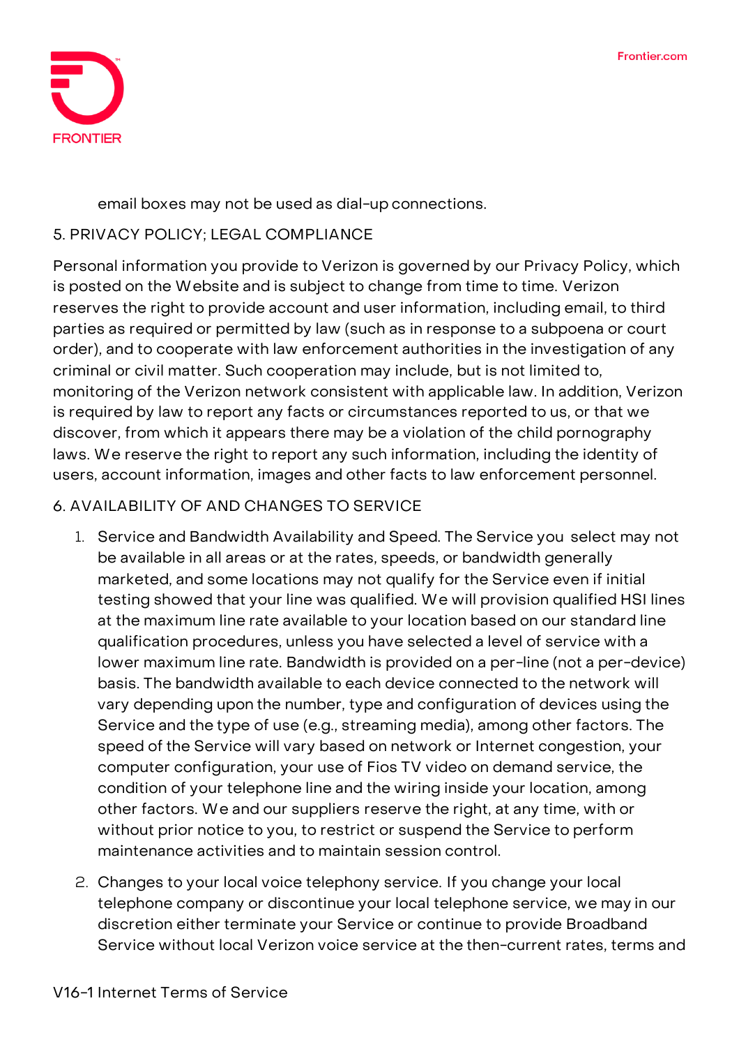email boxes may not be used as dial-up connections.

## 5. PRIVACY POLICY; LEGAL COMPLIANCE

Personal information you provide to Verizon is governed by our Privacy Policy, which is posted on the Website and is subject to change from time to time. Verizon reserves the right to provide account and user information, including email, to third parties as required or permitted by law (such as in response to a subpoena or court order), and to cooperate with law enforcement authorities in the investigation of any criminal or civil matter. Such cooperation may include, but is not limited to, monitoring of the Verizon network consistent with applicable law. In addition, Verizon is required by law to report any facts or circumstances reported to us, or that we discover, from which it appears there may be a violation of the child pornography laws. We reserve the right to report any such information, including the identity of users, account information, images and other facts to law enforcement personnel.

## 6. AVAILABILITY OF AND CHANGES TO SERVICE

1. Service and Bandwidth Availability and Speed. The Service you select may not be available in all areas or at the rates, speeds, or bandwidth generally marketed, and some locations may not qualify for the Service even if initial testing showed that your line was qualified. We will provision qualified HSI lines at the maximum line rate available to your location based on our standard line qualification procedures, unless you have selected a level of service with a lower maximum line rate. Bandwidth is provided on a per-line (not a per-device) basis. The bandwidth available to each device connected to the network will vary depending upon the number, type and configuration of devices using the Service and the type of use (e.g., streaming media), among other factors. The speed of the Service will vary based on network or Internet congestion, your computer configuration, your use of Fios TV video on demand service, the condition of your telephone line and the wiring inside your location, among other factors. We and our suppliers reserve the right, at any time, with or without prior notice to you, to restrict or suspend the Service to perform maintenance activities and to maintain session control.
2. Changes to your local voice telephony service. If you change your local telephone company or discontinue your local telephone service, we may in our discretion either terminate your Service or continue to provide Broadband Service without local Verizon voice service at the then-current rates, terms and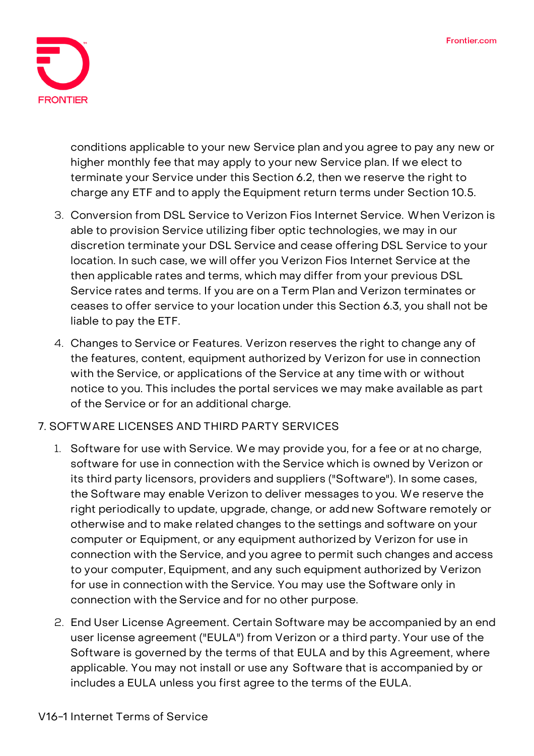conditions applicable to your new Service plan and you agree to pay any new or higher monthly fee that may apply to your new Service plan. If we elect to terminate your Service under this Section 6.2, then we reserve the right to charge any ETF and to apply the Equipment return terms under Section 10.5.

3. Conversion from DSL Service to Verizon Fios Internet Service. When Verizon is able to provision Service utilizing fiber optic technologies, we may in our discretion terminate your DSL Service and cease offering DSL Service to your location. In such case, we will offer you Verizon Fios Internet Service at the then applicable rates and terms, which may differ from your previous DSL Service rates and terms. If you are on a Term Plan and Verizon terminates or ceases to offer service to your location under this Section 6.3, you shall not be liable to pay the ETF.
4. Changes to Service or Features. Verizon reserves the right to change any of the features, content, equipment authorized by Verizon for use in connection with the Service, or applications of the Service at any time with or without notice to you. This includes the portal services we may make available as part of the Service or for an additional charge.

7. SOFTWARE LICENSES AND THIRD PARTY SERVICES

1. Software for use with Service. We may provide you, for a fee or at no charge, software for use in connection with the Service which is owned by Verizon or its third party licensors, providers and suppliers ("Software"). In some cases, the Software may enable Verizon to deliver messages to you. We reserve the right periodically to update, upgrade, change, or add new Software remotely or otherwise and to make related changes to the settings and software on your computer or Equipment, or any equipment authorized by Verizon for use in connection with the Service, and you agree to permit such changes and access to your computer, Equipment, and any such equipment authorized by Verizon for use in connection with the Service. You may use the Software only in connection with the Service and for no other purpose.
2. End User License Agreement. Certain Software may be accompanied by an end user license agreement ("EULA") from Verizon or a third party. Your use of the Software is governed by the terms of that EULA and by this Agreement, where applicable. You may not install or use any Software that is accompanied by or includes a EULA unless you first agree to the terms of the EULA.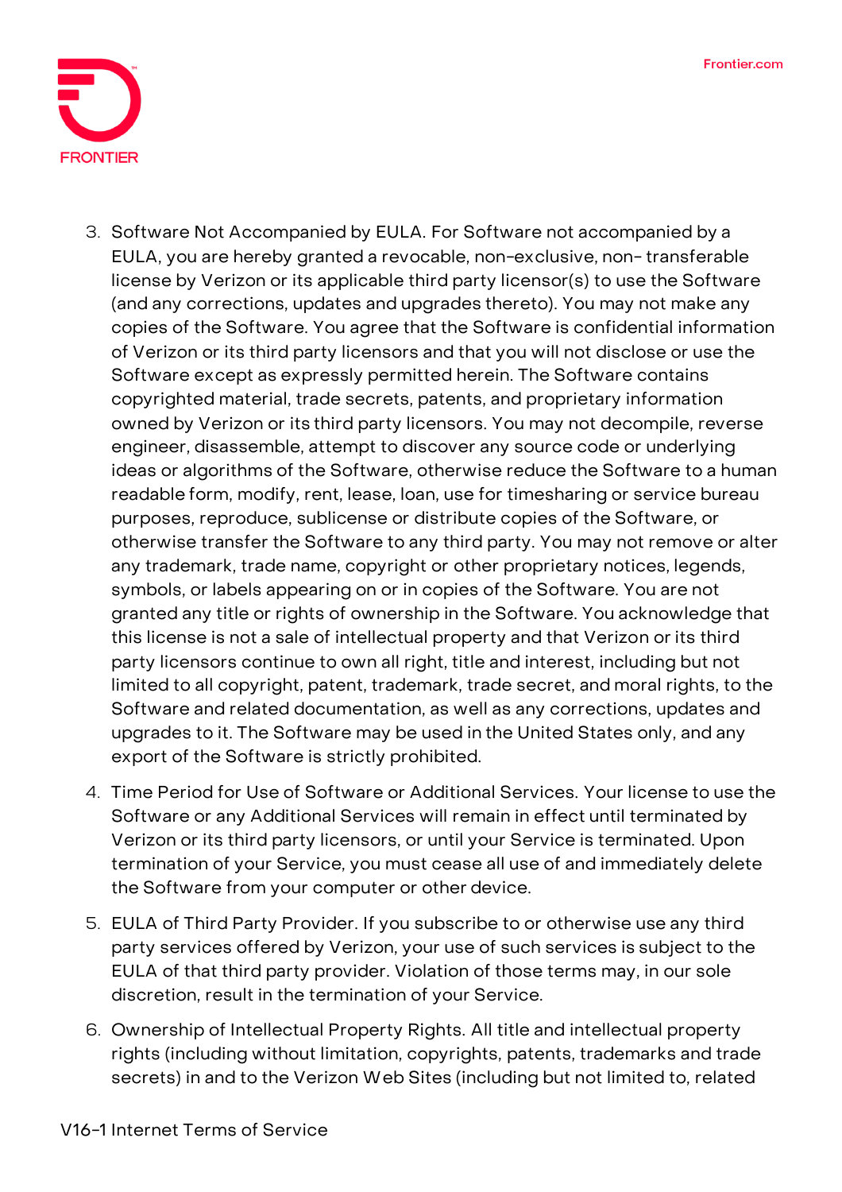3. Software Not Accompanied by EULA. For Software not accompanied by a EULA, you are hereby granted a revocable, non-exclusive, non- transferable license by Verizon or its applicable third party licensor(s) to use the Software (and any corrections, updates and upgrades thereto). You may not make any copies of the Software. You agree that the Software is confidential information of Verizon or its third party licensors and that you will not disclose or use the Software except as expressly permitted herein. The Software contains copyrighted material, trade secrets, patents, and proprietary information owned by Verizon or its third party licensors. You may not decompile, reverse engineer, disassemble, attempt to discover any source code or underlying ideas or algorithms of the Software, otherwise reduce the Software to a human readable form, modify, rent, lease, loan, use for timesharing or service bureau purposes, reproduce, sublicense or distribute copies of the Software, or otherwise transfer the Software to any third party. You may not remove or alter any trademark, trade name, copyright or other proprietary notices, legends, symbols, or labels appearing on or in copies of the Software. You are not granted any title or rights of ownership in the Software. You acknowledge that this license is not a sale of intellectual property and that Verizon or its third party licensors continue to own all right, title and interest, including but not limited to all copyright, patent, trademark, trade secret, and moral rights, to the Software and related documentation, as well as any corrections, updates and upgrades to it. The Software may be used in the United States only, and any export of the Software is strictly prohibited.
4. Time Period for Use of Software or Additional Services. Your license to use the Software or any Additional Services will remain in effect until terminated by Verizon or its third party licensors, or until your Service is terminated. Upon termination of your Service, you must cease all use of and immediately delete the Software from your computer or other device.
5. EULA of Third Party Provider. If you subscribe to or otherwise use any third party services offered by Verizon, your use of such services is subject to the EULA of that third party provider. Violation of those terms may, in our sole discretion, result in the termination of your Service.
6. Ownership of Intellectual Property Rights. All title and intellectual property rights (including without limitation, copyrights, patents, trademarks and trade secrets) in and to the Verizon Web Sites (including but not limited to, related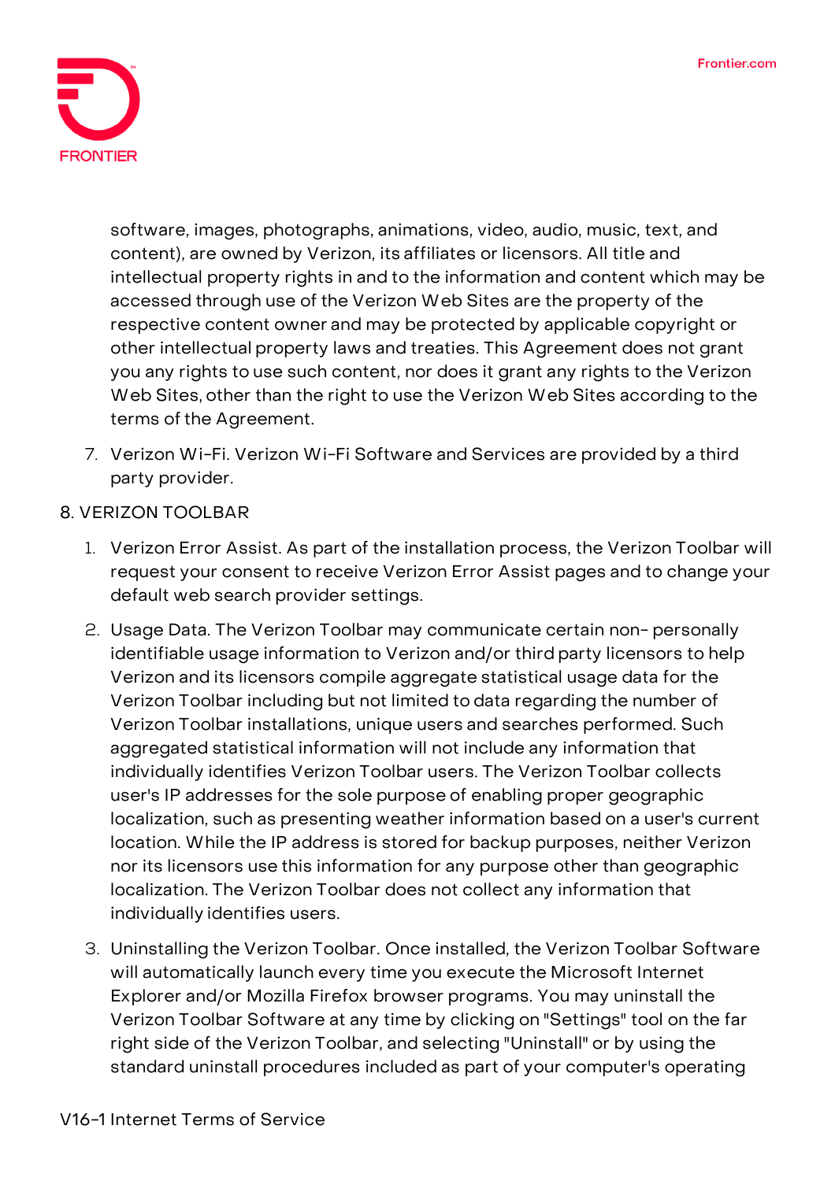software, images, photographs, animations, video, audio, music, text, and content), are owned by Verizon, its affiliates or licensors. All title and intellectual property rights in and to the information and content which may be accessed through use of the Verizon Web Sites are the property of the respective content owner and may be protected by applicable copyright or other intellectual property laws and treaties. This Agreement does not grant you any rights to use such content, nor does it grant any rights to the Verizon Web Sites, other than the right to use the Verizon Web Sites according to the terms of the Agreement.

7. Verizon Wi-Fi. Verizon Wi-Fi Software and Services are provided by a third party provider.

8. VERIZON TOOLBAR

1. Verizon Error Assist. As part of the installation process, the Verizon Toolbar will request your consent to receive Verizon Error Assist pages and to change your default web search provider settings.
2. Usage Data. The Verizon Toolbar may communicate certain non- personally identifiable usage information to Verizon and/or third party licensors to help Verizon and its licensors compile aggregate statistical usage data for the Verizon Toolbar including but not limited to data regarding the number of Verizon Toolbar installations, unique users and searches performed. Such aggregated statistical information will not include any information that individually identifies Verizon Toolbar users. The Verizon Toolbar collects user's IP addresses for the sole purpose of enabling proper geographic localization, such as presenting weather information based on a user's current location. While the IP address is stored for backup purposes, neither Verizon nor its licensors use this information for any purpose other than geographic localization. The Verizon Toolbar does not collect any information that individually identifies users.
3. Uninstalling the Verizon Toolbar. Once installed, the Verizon Toolbar Software will automatically launch every time you execute the Microsoft Internet Explorer and/or Mozilla Firefox browser programs. You may uninstall the Verizon Toolbar Software at any time by clicking on "Settings" tool on the far right side of the Verizon Toolbar, and selecting "Uninstall" or by using the standard uninstall procedures included as part of your computer's operating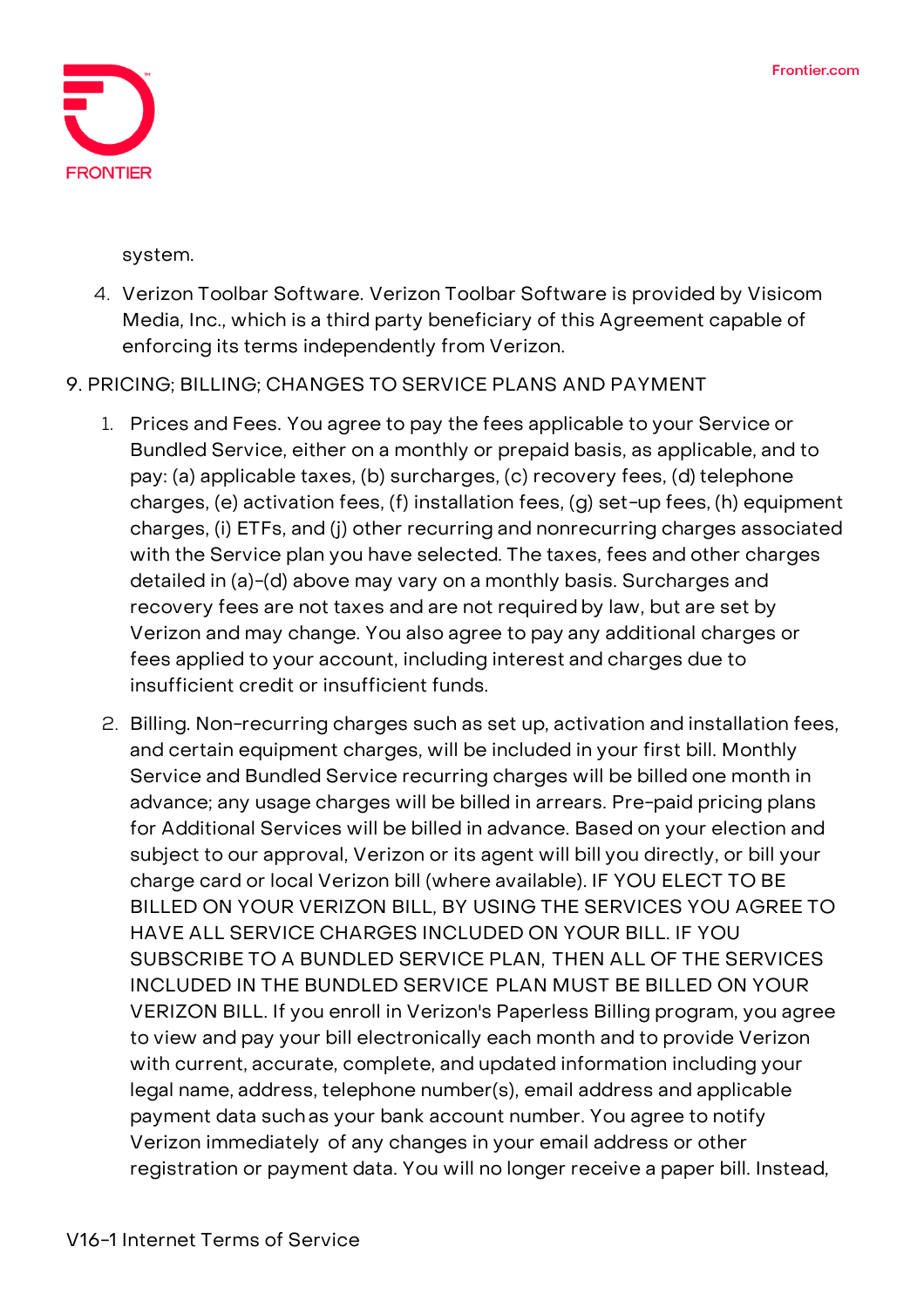system.

4. Verizon Toolbar Software. Verizon Toolbar Software is provided by Visicom Media, Inc., which is a third party beneficiary of this Agreement capable of enforcing its terms independently from Verizon.

9. PRICING; BILLING; CHANGES TO SERVICE PLANS AND PAYMENT

1. Prices and Fees. You agree to pay the fees applicable to your Service or Bundled Service, either on a monthly or prepaid basis, as applicable, and to pay: (a) applicable taxes, (b) surcharges, (c) recovery fees, (d) telephone charges, (e) activation fees, (f) installation fees, (g) set-up fees, (h) equipment charges, (i) ETFs, and (j) other recurring and nonrecurring charges associated with the Service plan you have selected. The taxes, fees and other charges detailed in (a)-(d) above may vary on a monthly basis. Surcharges and recovery fees are not taxes and are not required by law, but are set by Verizon and may change. You also agree to pay any additional charges or fees applied to your account, including interest and charges due to insufficient credit or insufficient funds.

2. Billing. Non-recurring charges such as set up, activation and installation fees, and certain equipment charges, will be included in your first bill. Monthly Service and Bundled Service recurring charges will be billed one month in advance; any usage charges will be billed in arrears. Pre-paid pricing plans for Additional Services will be billed in advance. Based on your election and subject to our approval, Verizon or its agent will bill you directly, or bill your charge card or local Verizon bill (where available). IF YOU ELECT TO BE BILLED ON YOUR VERIZON BILL, BY USING THE SERVICES YOU AGREE TO HAVE ALL SERVICE CHARGES INCLUDED ON YOUR BILL. IF YOU SUBSCRIBE TO A BUNDLED SERVICE PLAN, THEN ALL OF THE SERVICES INCLUDED IN THE BUNDLED SERVICE PLAN MUST BE BILLED ON YOUR VERIZON BILL. If you enroll in Verizon's Paperless Billing program, you agree to view and pay your bill electronically each month and to provide Verizon with current, accurate, complete, and updated information including your legal name, address, telephone number(s), email address and applicable payment data such as your bank account number. You agree to notify Verizon immediately of any changes in your email address or other registration or payment data. You will no longer receive a paper bill. Instead,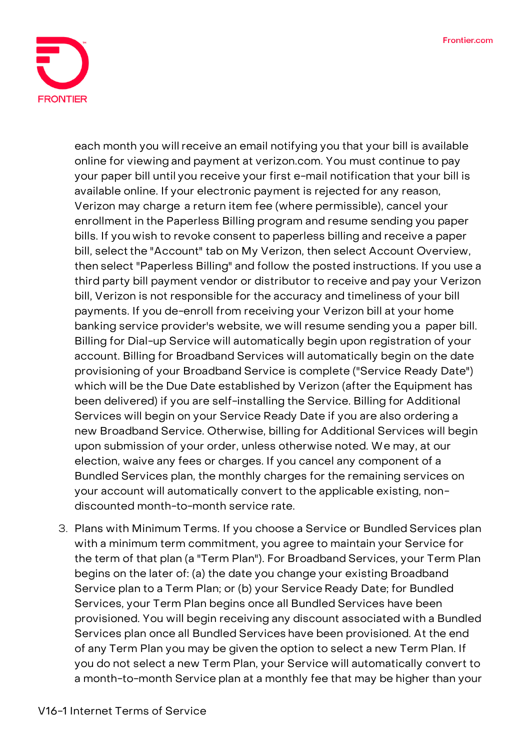each month you will receive an email notifying you that your bill is available online for viewing and payment at verizon.com. You must continue to pay your paper bill until you receive your first e-mail notification that your bill is available online. If your electronic payment is rejected for any reason, Verizon may charge a return item fee (where permissible), cancel your enrollment in the Paperless Billing program and resume sending you paper bills. If you wish to revoke consent to paperless billing and receive a paper bill, select the "Account" tab on My Verizon, then select Account Overview, then select "Paperless Billing" and follow the posted instructions. If you use a third party bill payment vendor or distributor to receive and pay your Verizon bill, Verizon is not responsible for the accuracy and timeliness of your bill payments. If you de-enroll from receiving your Verizon bill at your home banking service provider's website, we will resume sending you a paper bill. Billing for Dial-up Service will automatically begin upon registration of your account. Billing for Broadband Services will automatically begin on the date provisioning of your Broadband Service is complete ("Service Ready Date") which will be the Due Date established by Verizon (after the Equipment has been delivered) if you are self-installing the Service. Billing for Additional Services will begin on your Service Ready Date if you are also ordering a new Broadband Service. Otherwise, billing for Additional Services will begin upon submission of your order, unless otherwise noted. We may, at our election, waive any fees or charges. If you cancel any component of a Bundled Services plan, the monthly charges for the remaining services on your account will automatically convert to the applicable existing, non-discounted month-to-month service rate.

3. Plans with Minimum Terms. If you choose a Service or Bundled Services plan with a minimum term commitment, you agree to maintain your Service for the term of that plan (a "Term Plan"). For Broadband Services, your Term Plan begins on the later of: (a) the date you change your existing Broadband Service plan to a Term Plan; or (b) your Service Ready Date; for Bundled Services, your Term Plan begins once all Bundled Services have been provisioned. You will begin receiving any discount associated with a Bundled Services plan once all Bundled Services have been provisioned. At the end of any Term Plan you may be given the option to select a new Term Plan. If you do not select a new Term Plan, your Service will automatically convert to a month-to-month Service plan at a monthly fee that may be higher than your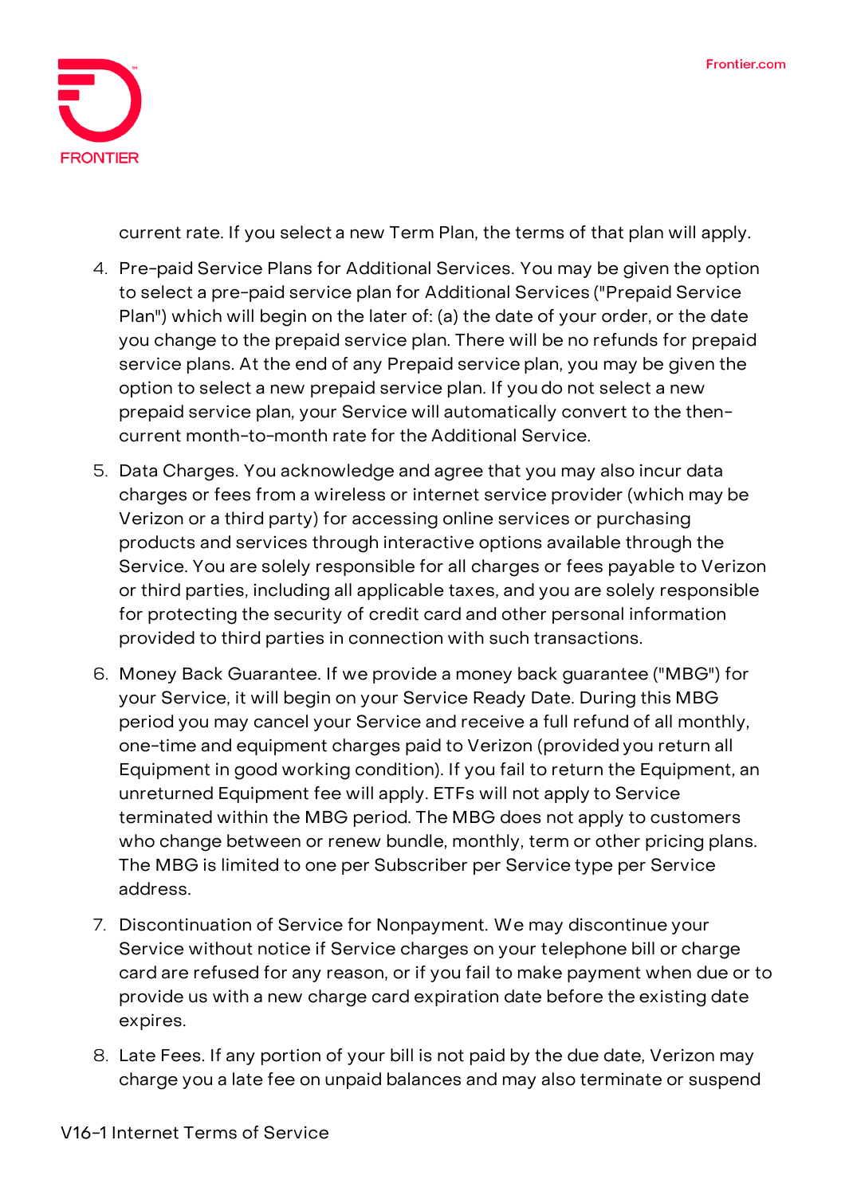current rate. If you select a new Term Plan, the terms of that plan will apply.

4. Pre-paid Service Plans for Additional Services. You may be given the option to select a pre-paid service plan for Additional Services ("Prepaid Service Plan") which will begin on the later of: (a) the date of your order, or the date you change to the prepaid service plan. There will be no refunds for prepaid service plans. At the end of any Prepaid service plan, you may be given the option to select a new prepaid service plan. If you do not select a new prepaid service plan, your Service will automatically convert to the then-current month-to-month rate for the Additional Service.

5. Data Charges. You acknowledge and agree that you may also incur data charges or fees from a wireless or internet service provider (which may be Verizon or a third party) for accessing online services or purchasing products and services through interactive options available through the Service. You are solely responsible for all charges or fees payable to Verizon or third parties, including all applicable taxes, and you are solely responsible for protecting the security of credit card and other personal information provided to third parties in connection with such transactions.

6. Money Back Guarantee. If we provide a money back guarantee ("MBG") for your Service, it will begin on your Service Ready Date. During this MBG period you may cancel your Service and receive a full refund of all monthly, one-time and equipment charges paid to Verizon (provided you return all Equipment in good working condition). If you fail to return the Equipment, an unreturned Equipment fee will apply. ETFs will not apply to Service terminated within the MBG period. The MBG does not apply to customers who change between or renew bundle, monthly, term or other pricing plans. The MBG is limited to one per Subscriber per Service type per Service address.

7. Discontinuation of Service for Nonpayment. We may discontinue your Service without notice if Service charges on your telephone bill or charge card are refused for any reason, or if you fail to make payment when due or to provide us with a new charge card expiration date before the existing date expires.

8. Late Fees. If any portion of your bill is not paid by the due date, Verizon may charge you a late fee on unpaid balances and may also terminate or suspend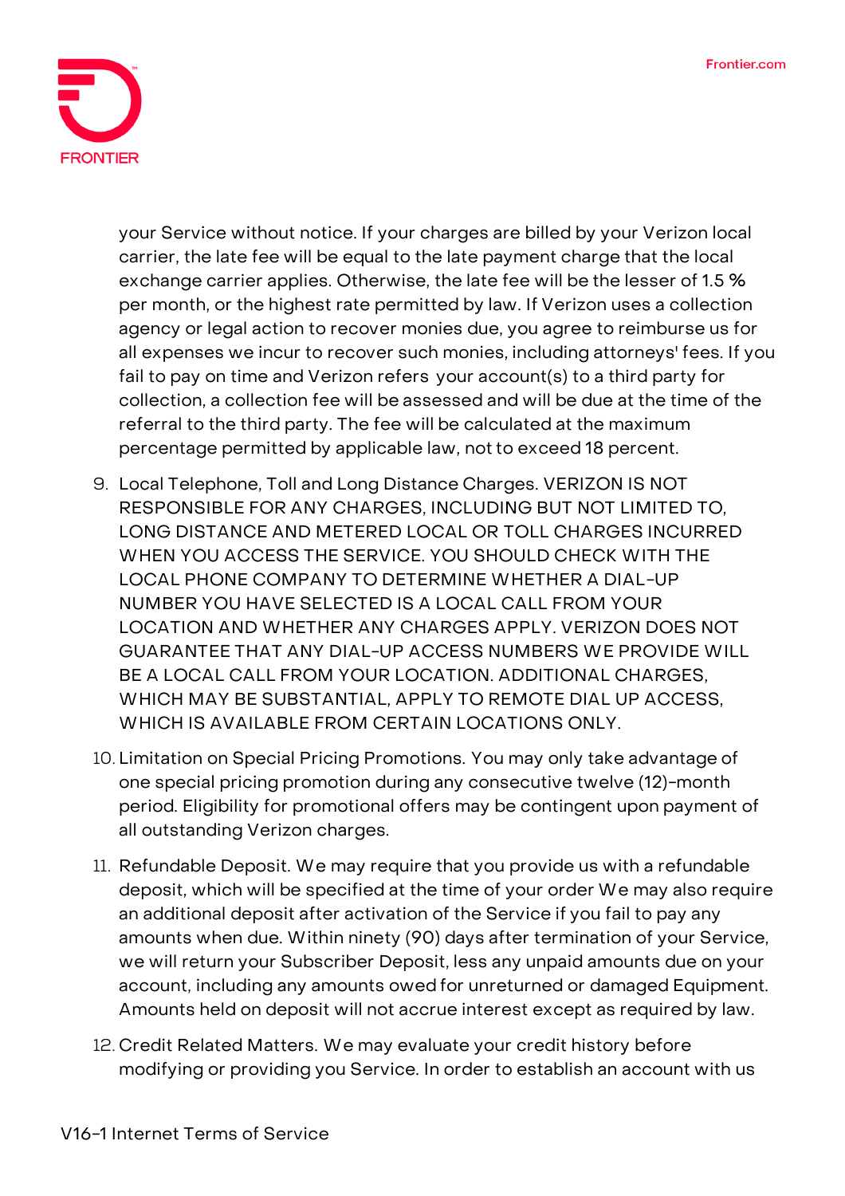your Service without notice. If your charges are billed by your Verizon local carrier, the late fee will be equal to the late payment charge that the local exchange carrier applies. Otherwise, the late fee will be the lesser of 1.5 % per month, or the highest rate permitted by law. If Verizon uses a collection agency or legal action to recover monies due, you agree to reimburse us for all expenses we incur to recover such monies, including attorneys' fees. If you fail to pay on time and Verizon refers your account(s) to a third party for collection, a collection fee will be assessed and will be due at the time of the referral to the third party. The fee will be calculated at the maximum percentage permitted by applicable law, not to exceed 18 percent.

9. Local Telephone, Toll and Long Distance Charges. VERIZON IS NOT RESPONSIBLE FOR ANY CHARGES, INCLUDING BUT NOT LIMITED TO, LONG DISTANCE AND METERED LOCAL OR TOLL CHARGES INCURRED WHEN YOU ACCESS THE SERVICE. YOU SHOULD CHECK WITH THE LOCAL PHONE COMPANY TO DETERMINE WHETHER A DIAL-UP NUMBER YOU HAVE SELECTED IS A LOCAL CALL FROM YOUR LOCATION AND WHETHER ANY CHARGES APPLY. VERIZON DOES NOT GUARANTEE THAT ANY DIAL-UP ACCESS NUMBERS WE PROVIDE WILL BE A LOCAL CALL FROM YOUR LOCATION. ADDITIONAL CHARGES, WHICH MAY BE SUBSTANTIAL, APPLY TO REMOTE DIAL UP ACCESS, WHICH IS AVAILABLE FROM CERTAIN LOCATIONS ONLY.

10. Limitation on Special Pricing Promotions. You may only take advantage of one special pricing promotion during any consecutive twelve (12)-month period. Eligibility for promotional offers may be contingent upon payment of all outstanding Verizon charges.

11. Refundable Deposit. We may require that you provide us with a refundable deposit, which will be specified at the time of your order We may also require an additional deposit after activation of the Service if you fail to pay any amounts when due. Within ninety (90) days after termination of your Service, we will return your Subscriber Deposit, less any unpaid amounts due on your account, including any amounts owed for unreturned or damaged Equipment. Amounts held on deposit will not accrue interest except as required by law.

12. Credit Related Matters. We may evaluate your credit history before modifying or providing you Service. In order to establish an account with us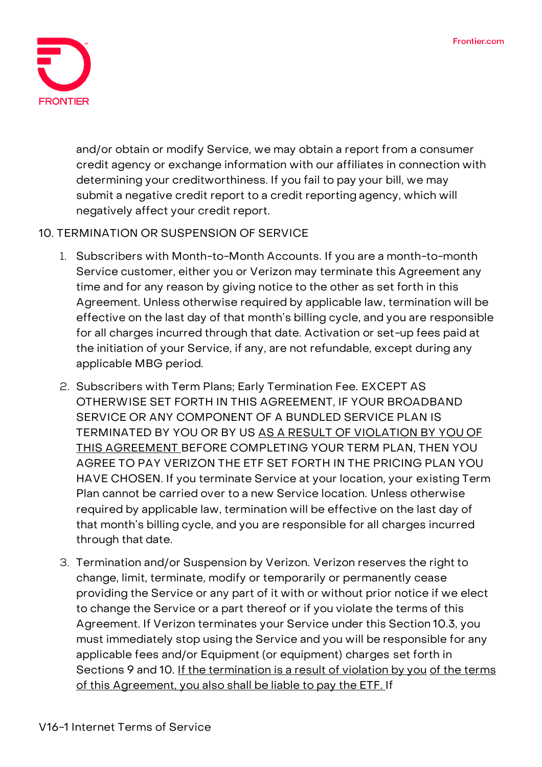and/or obtain or modify Service, we may obtain a report from a consumer credit agency or exchange information with our affiliates in connection with determining your creditworthiness. If you fail to pay your bill, we may submit a negative credit report to a credit reporting agency, which will negatively affect your credit report.

10. TERMINATION OR SUSPENSION OF SERVICE

1. Subscribers with Month-to-Month Accounts. If you are a month-to-month Service customer, either you or Verizon may terminate this Agreement any time and for any reason by giving notice to the other as set forth in this Agreement. Unless otherwise required by applicable law, termination will be effective on the last day of that month's billing cycle, and you are responsible for all charges incurred through that date. Activation or set-up fees paid at the initiation of your Service, if any, are not refundable, except during any applicable MBG period.
2. Subscribers with Term Plans; Early Termination Fee. EXCEPT AS OTHERWISE SET FORTH IN THIS AGREEMENT, IF YOUR BROADBAND SERVICE OR ANY COMPONENT OF A BUNDLED SERVICE PLAN IS TERMINATED BY YOU OR BY US <u>AS A RESULT OF VIOLATION BY YOU OF THIS AGREEMENT</u> BEFORE COMPLETING YOUR TERM PLAN, THEN YOU AGREE TO PAY VERIZON THE ETF SET FORTH IN THE PRICING PLAN YOU HAVE CHOSEN. If you terminate Service at your location, your existing Term Plan cannot be carried over to a new Service location. Unless otherwise required by applicable law, termination will be effective on the last day of that month's billing cycle, and you are responsible for all charges incurred through that date.
3. Termination and/or Suspension by Verizon. Verizon reserves the right to change, limit, terminate, modify or temporarily or permanently cease providing the Service or any part of it with or without prior notice if we elect to change the Service or a part thereof or if you violate the terms of this Agreement. If Verizon terminates your Service under this Section 10.3, you must immediately stop using the Service and you will be responsible for any applicable fees and/or Equipment (or equipment) charges set forth in Sections 9 and 10. <u>If the termination is a result of violation by you of the terms of this Agreement, you also shall be liable to pay the ETF.</u> If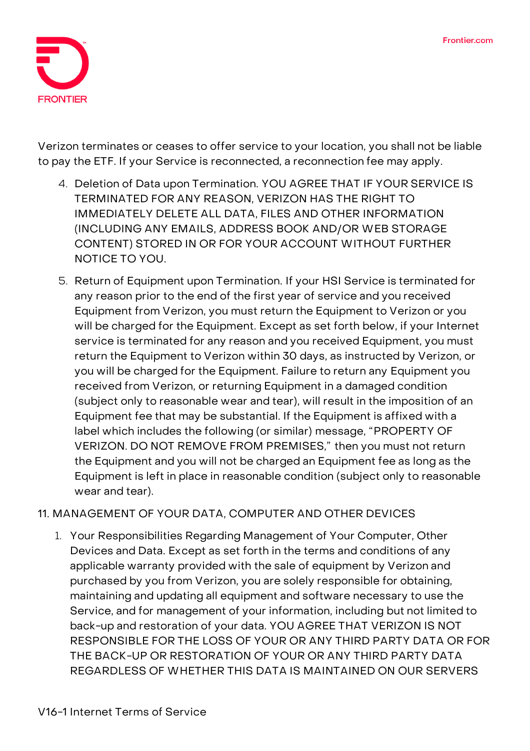Verizon terminates or ceases to offer service to your location, you shall not be liable to pay the ETF. If your Service is reconnected, a reconnection fee may apply.

4. Deletion of Data upon Termination. YOU AGREE THAT IF YOUR SERVICE IS TERMINATED FOR ANY REASON, VERIZON HAS THE RIGHT TO IMMEDIATELY DELETE ALL DATA, FILES AND OTHER INFORMATION (INCLUDING ANY EMAILS, ADDRESS BOOK AND/OR WEB STORAGE CONTENT) STORED IN OR FOR YOUR ACCOUNT WITHOUT FURTHER NOTICE TO YOU.
5. Return of Equipment upon Termination. If your HSI Service is terminated for any reason prior to the end of the first year of service and you received Equipment from Verizon, you must return the Equipment to Verizon or you will be charged for the Equipment. Except as set forth below, if your Internet service is terminated for any reason and you received Equipment, you must return the Equipment to Verizon within 30 days, as instructed by Verizon, or you will be charged for the Equipment. Failure to return any Equipment you received from Verizon, or returning Equipment in a damaged condition (subject only to reasonable wear and tear), will result in the imposition of an Equipment fee that may be substantial. If the Equipment is affixed with a label which includes the following (or similar) message, "PROPERTY OF VERIZON. DO NOT REMOVE FROM PREMISES," then you must not return the Equipment and you will not be charged an Equipment fee as long as the Equipment is left in place in reasonable condition (subject only to reasonable wear and tear).

## 11. MANAGEMENT OF YOUR DATA, COMPUTER AND OTHER DEVICES

1. Your Responsibilities Regarding Management of Your Computer, Other Devices and Data. Except as set forth in the terms and conditions of any applicable warranty provided with the sale of equipment by Verizon and purchased by you from Verizon, you are solely responsible for obtaining, maintaining and updating all equipment and software necessary to use the Service, and for management of your information, including but not limited to back-up and restoration of your data. YOU AGREE THAT VERIZON IS NOT RESPONSIBLE FOR THE LOSS OF YOUR OR ANY THIRD PARTY DATA OR FOR THE BACK-UP OR RESTORATION OF YOUR OR ANY THIRD PARTY DATA REGARDLESS OF WHETHER THIS DATA IS MAINTAINED ON OUR SERVERS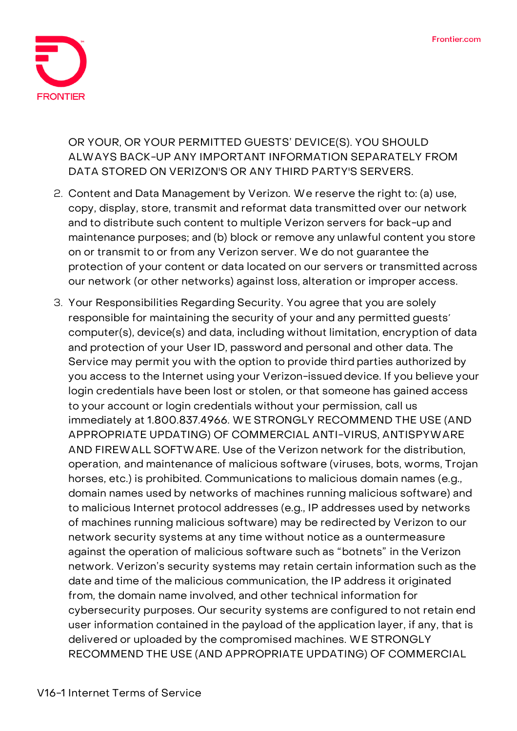OR YOUR, OR YOUR PERMITTED GUESTS' DEVICE(S). YOU SHOULD ALWAYS BACK-UP ANY IMPORTANT INFORMATION SEPARATELY FROM DATA STORED ON VERIZON'S OR ANY THIRD PARTY'S SERVERS.

2. Content and Data Management by Verizon. We reserve the right to: (a) use, copy, display, store, transmit and reformat data transmitted over our network and to distribute such content to multiple Verizon servers for back-up and maintenance purposes; and (b) block or remove any unlawful content you store on or transmit to or from any Verizon server. We do not guarantee the protection of your content or data located on our servers or transmitted across our network (or other networks) against loss, alteration or improper access.

3. Your Responsibilities Regarding Security. You agree that you are solely responsible for maintaining the security of your and any permitted guests' computer(s), device(s) and data, including without limitation, encryption of data and protection of your User ID, password and personal and other data. The Service may permit you with the option to provide third parties authorized by you access to the Internet using your Verizon-issued device. If you believe your login credentials have been lost or stolen, or that someone has gained access to your account or login credentials without your permission, call us immediately at 1.800.837.4966. WE STRONGLY RECOMMEND THE USE (AND APPROPRIATE UPDATING) OF COMMERCIAL ANTI-VIRUS, ANTISPYWARE AND FIREWALL SOFTWARE. Use of the Verizon network for the distribution, operation, and maintenance of malicious software (viruses, bots, worms, Trojan horses, etc.) is prohibited. Communications to malicious domain names (e.g., domain names used by networks of machines running malicious software) and to malicious Internet protocol addresses (e.g., IP addresses used by networks of machines running malicious software) may be redirected by Verizon to our network security systems at any time without notice as a ountermeasure against the operation of malicious software such as "botnets" in the Verizon network. Verizon's security systems may retain certain information such as the date and time of the malicious communication, the IP address it originated from, the domain name involved, and other technical information for cybersecurity purposes. Our security systems are configured to not retain end user information contained in the payload of the application layer, if any, that is delivered or uploaded by the compromised machines. WE STRONGLY RECOMMEND THE USE (AND APPROPRIATE UPDATING) OF COMMERCIAL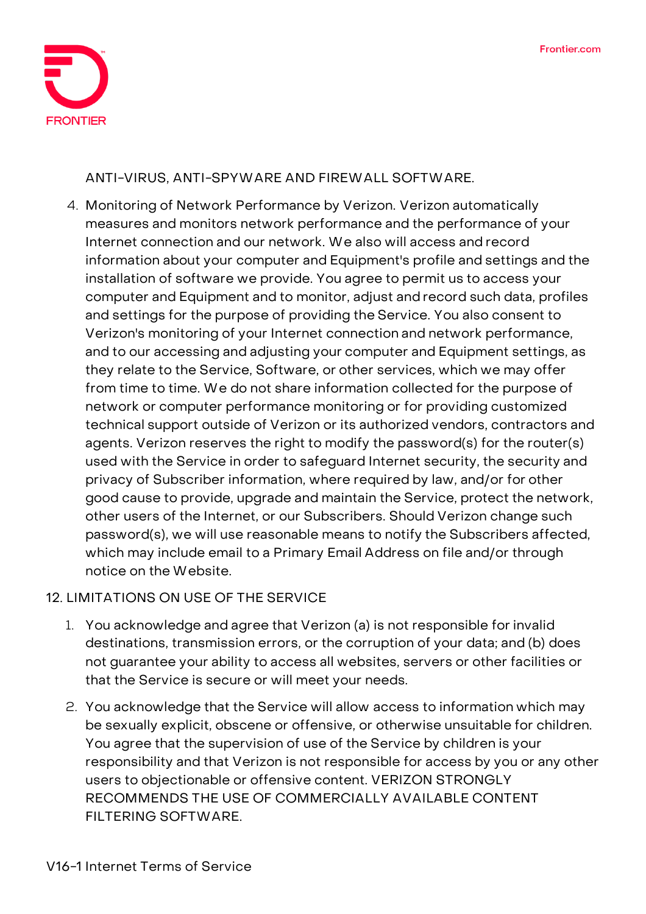ANTI-VIRUS, ANTI-SPYWARE AND FIREWALL SOFTWARE.

4. Monitoring of Network Performance by Verizon. Verizon automatically measures and monitors network performance and the performance of your Internet connection and our network. We also will access and record information about your computer and Equipment's profile and settings and the installation of software we provide. You agree to permit us to access your computer and Equipment and to monitor, adjust and record such data, profiles and settings for the purpose of providing the Service. You also consent to Verizon's monitoring of your Internet connection and network performance, and to our accessing and adjusting your computer and Equipment settings, as they relate to the Service, Software, or other services, which we may offer from time to time. We do not share information collected for the purpose of network or computer performance monitoring or for providing customized technical support outside of Verizon or its authorized vendors, contractors and agents. Verizon reserves the right to modify the password(s) for the router(s) used with the Service in order to safeguard Internet security, the security and privacy of Subscriber information, where required by law, and/or for other good cause to provide, upgrade and maintain the Service, protect the network, other users of the Internet, or our Subscribers. Should Verizon change such password(s), we will use reasonable means to notify the Subscribers affected, which may include email to a Primary Email Address on file and/or through notice on the Website.

12. LIMITATIONS ON USE OF THE SERVICE

1. You acknowledge and agree that Verizon (a) is not responsible for invalid destinations, transmission errors, or the corruption of your data; and (b) does not guarantee your ability to access all websites, servers or other facilities or that the Service is secure or will meet your needs.
2. You acknowledge that the Service will allow access to information which may be sexually explicit, obscene or offensive, or otherwise unsuitable for children. You agree that the supervision of use of the Service by children is your responsibility and that Verizon is not responsible for access by you or any other users to objectionable or offensive content. VERIZON STRONGLY RECOMMENDS THE USE OF COMMERCIALLY AVAILABLE CONTENT FILTERING SOFTWARE.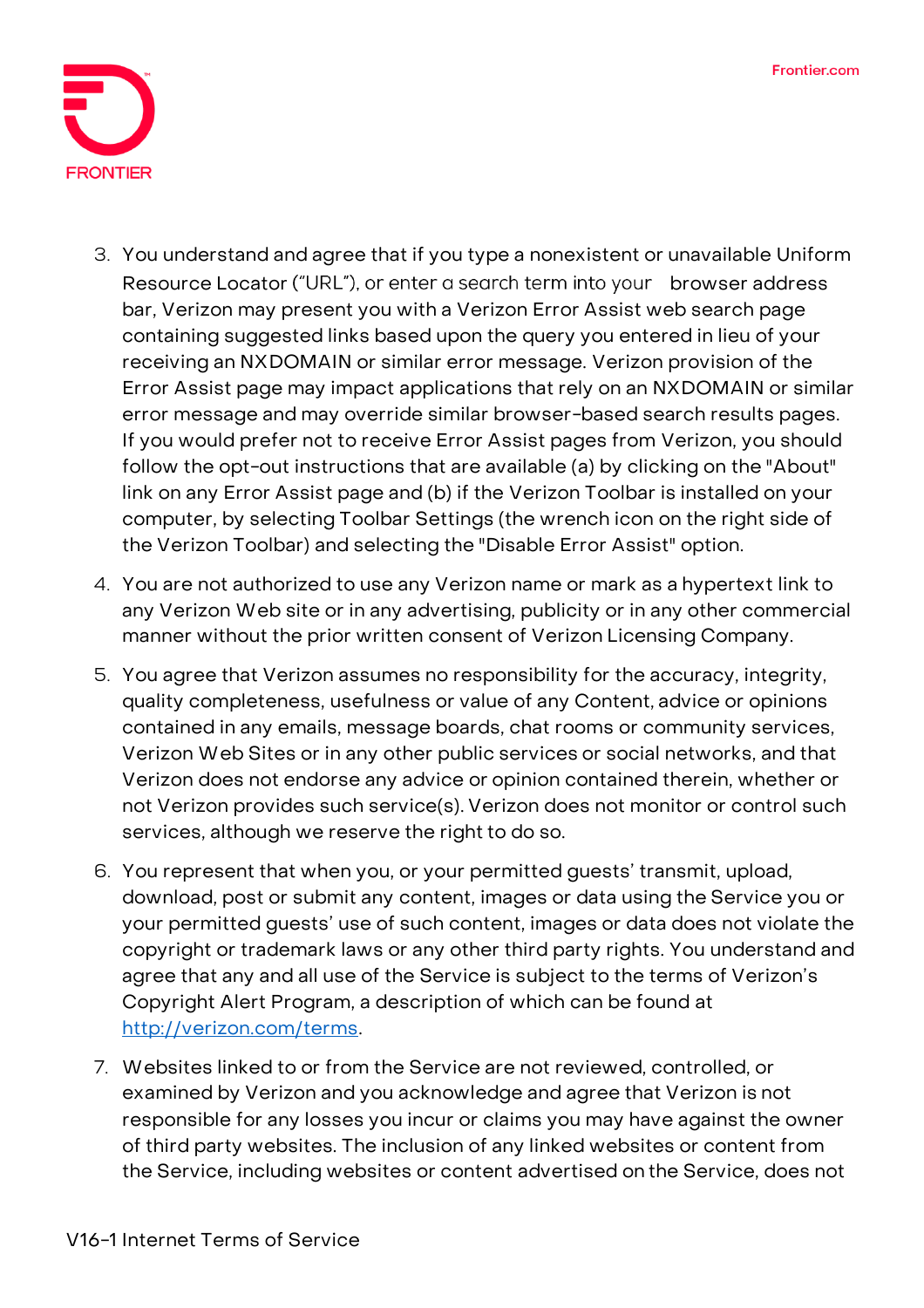3. You understand and agree that if you type a nonexistent or unavailable Uniform Resource Locator ("URL"), or enter a search term into your browser address bar, Verizon may present you with a Verizon Error Assist web search page containing suggested links based upon the query you entered in lieu of your receiving an NXDOMAIN or similar error message. Verizon provision of the Error Assist page may impact applications that rely on an NXDOMAIN or similar error message and may override similar browser-based search results pages. If you would prefer not to receive Error Assist pages from Verizon, you should follow the opt-out instructions that are available (a) by clicking on the "About" link on any Error Assist page and (b) if the Verizon Toolbar is installed on your computer, by selecting Toolbar Settings (the wrench icon on the right side of the Verizon Toolbar) and selecting the "Disable Error Assist" option.
4. You are not authorized to use any Verizon name or mark as a hypertext link to any Verizon Web site or in any advertising, publicity or in any other commercial manner without the prior written consent of Verizon Licensing Company.
5. You agree that Verizon assumes no responsibility for the accuracy, integrity, quality completeness, usefulness or value of any Content, advice or opinions contained in any emails, message boards, chat rooms or community services, Verizon Web Sites or in any other public services or social networks, and that Verizon does not endorse any advice or opinion contained therein, whether or not Verizon provides such service(s). Verizon does not monitor or control such services, although we reserve the right to do so.
6. You represent that when you, or your permitted guests' transmit, upload, download, post or submit any content, images or data using the Service you or your permitted guests' use of such content, images or data does not violate the copyright or trademark laws or any other third party rights. You understand and agree that any and all use of the Service is subject to the terms of Verizon's Copyright Alert Program, a description of which can be found at [http://verizon.com/terms](http://verizon.com/terms).
7. Websites linked to or from the Service are not reviewed, controlled, or examined by Verizon and you acknowledge and agree that Verizon is not responsible for any losses you incur or claims you may have against the owner of third party websites. The inclusion of any linked websites or content from the Service, including websites or content advertised on the Service, does not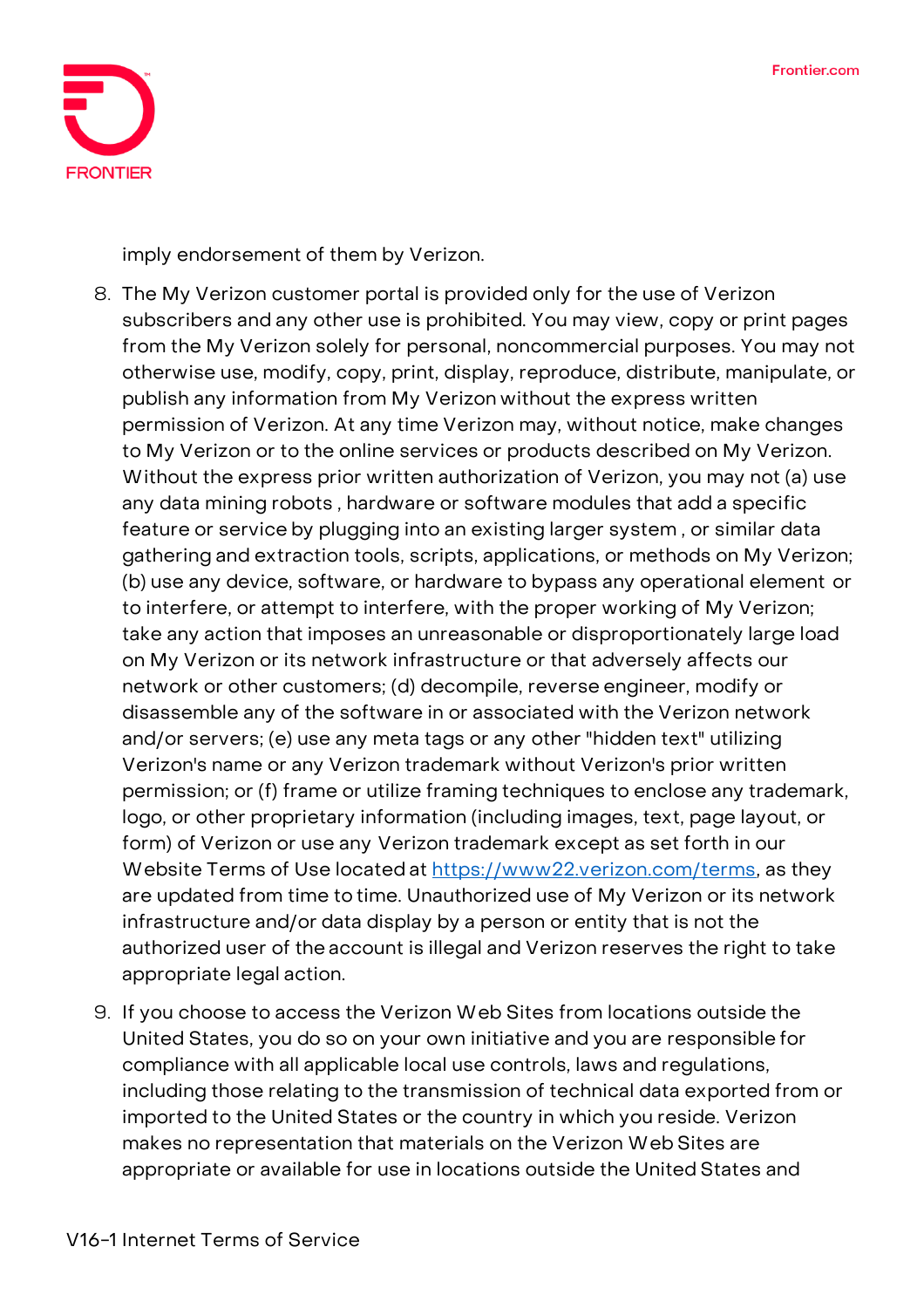imply endorsement of them by Verizon.

8. The My Verizon customer portal is provided only for the use of Verizon subscribers and any other use is prohibited. You may view, copy or print pages from the My Verizon solely for personal, noncommercial purposes. You may not otherwise use, modify, copy, print, display, reproduce, distribute, manipulate, or publish any information from My Verizon without the express written permission of Verizon. At any time Verizon may, without notice, make changes to My Verizon or to the online services or products described on My Verizon. Without the express prior written authorization of Verizon, you may not (a) use any data mining robots , hardware or software modules that add a specific feature or service by plugging into an existing larger system , or similar data gathering and extraction tools, scripts, applications, or methods on My Verizon; (b) use any device, software, or hardware to bypass any operational element or to interfere, or attempt to interfere, with the proper working of My Verizon; take any action that imposes an unreasonable or disproportionately large load on My Verizon or its network infrastructure or that adversely affects our network or other customers; (d) decompile, reverse engineer, modify or disassemble any of the software in or associated with the Verizon network and/or servers; (e) use any meta tags or any other "hidden text" utilizing Verizon's name or any Verizon trademark without Verizon's prior written permission; or (f) frame or utilize framing techniques to enclose any trademark, logo, or other proprietary information (including images, text, page layout, or form) of Verizon or use any Verizon trademark except as set forth in our Website Terms of Use located at https://www22.verizon.com/terms, as they are updated from time to time. Unauthorized use of My Verizon or its network infrastructure and/or data display by a person or entity that is not the authorized user of the account is illegal and Verizon reserves the right to take appropriate legal action.

9. If you choose to access the Verizon Web Sites from locations outside the United States, you do so on your own initiative and you are responsible for compliance with all applicable local use controls, laws and regulations, including those relating to the transmission of technical data exported from or imported to the United States or the country in which you reside. Verizon makes no representation that materials on the Verizon Web Sites are appropriate or available for use in locations outside the United States and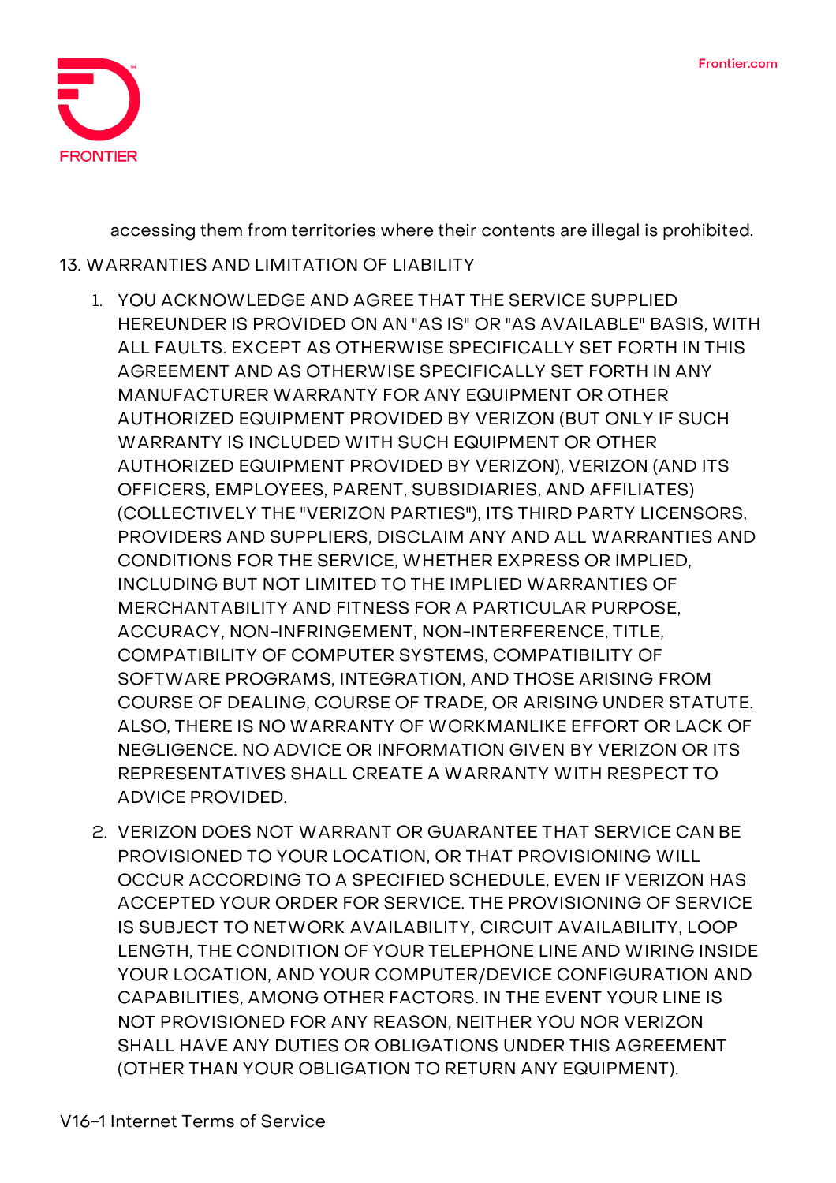accessing them from territories where their contents are illegal is prohibited.

## 13. WARRANTIES AND LIMITATION OF LIABILITY

1. YOU ACKNOWLEDGE AND AGREE THAT THE SERVICE SUPPLIED HEREUNDER IS PROVIDED ON AN "AS IS" OR "AS AVAILABLE" BASIS, WITH ALL FAULTS. EXCEPT AS OTHERWISE SPECIFICALLY SET FORTH IN THIS AGREEMENT AND AS OTHERWISE SPECIFICALLY SET FORTH IN ANY MANUFACTURER WARRANTY FOR ANY EQUIPMENT OR OTHER AUTHORIZED EQUIPMENT PROVIDED BY VERIZON (BUT ONLY IF SUCH WARRANTY IS INCLUDED WITH SUCH EQUIPMENT OR OTHER AUTHORIZED EQUIPMENT PROVIDED BY VERIZON), VERIZON (AND ITS OFFICERS, EMPLOYEES, PARENT, SUBSIDIARIES, AND AFFILIATES) (COLLECTIVELY THE "VERIZON PARTIES"), ITS THIRD PARTY LICENSORS, PROVIDERS AND SUPPLIERS, DISCLAIM ANY AND ALL WARRANTIES AND CONDITIONS FOR THE SERVICE, WHETHER EXPRESS OR IMPLIED, INCLUDING BUT NOT LIMITED TO THE IMPLIED WARRANTIES OF MERCHANTABILITY AND FITNESS FOR A PARTICULAR PURPOSE, ACCURACY, NON-INFRINGEMENT, NON-INTERFERENCE, TITLE, COMPATIBILITY OF COMPUTER SYSTEMS, COMPATIBILITY OF SOFTWARE PROGRAMS, INTEGRATION, AND THOSE ARISING FROM COURSE OF DEALING, COURSE OF TRADE, OR ARISING UNDER STATUTE. ALSO, THERE IS NO WARRANTY OF WORKMANLIKE EFFORT OR LACK OF NEGLIGENCE. NO ADVICE OR INFORMATION GIVEN BY VERIZON OR ITS REPRESENTATIVES SHALL CREATE A WARRANTY WITH RESPECT TO ADVICE PROVIDED.
2. VERIZON DOES NOT WARRANT OR GUARANTEE THAT SERVICE CAN BE PROVISIONED TO YOUR LOCATION, OR THAT PROVISIONING WILL OCCUR ACCORDING TO A SPECIFIED SCHEDULE, EVEN IF VERIZON HAS ACCEPTED YOUR ORDER FOR SERVICE. THE PROVISIONING OF SERVICE IS SUBJECT TO NETWORK AVAILABILITY, CIRCUIT AVAILABILITY, LOOP LENGTH, THE CONDITION OF YOUR TELEPHONE LINE AND WIRING INSIDE YOUR LOCATION, AND YOUR COMPUTER/DEVICE CONFIGURATION AND CAPABILITIES, AMONG OTHER FACTORS. IN THE EVENT YOUR LINE IS NOT PROVISIONED FOR ANY REASON, NEITHER YOU NOR VERIZON SHALL HAVE ANY DUTIES OR OBLIGATIONS UNDER THIS AGREEMENT (OTHER THAN YOUR OBLIGATION TO RETURN ANY EQUIPMENT).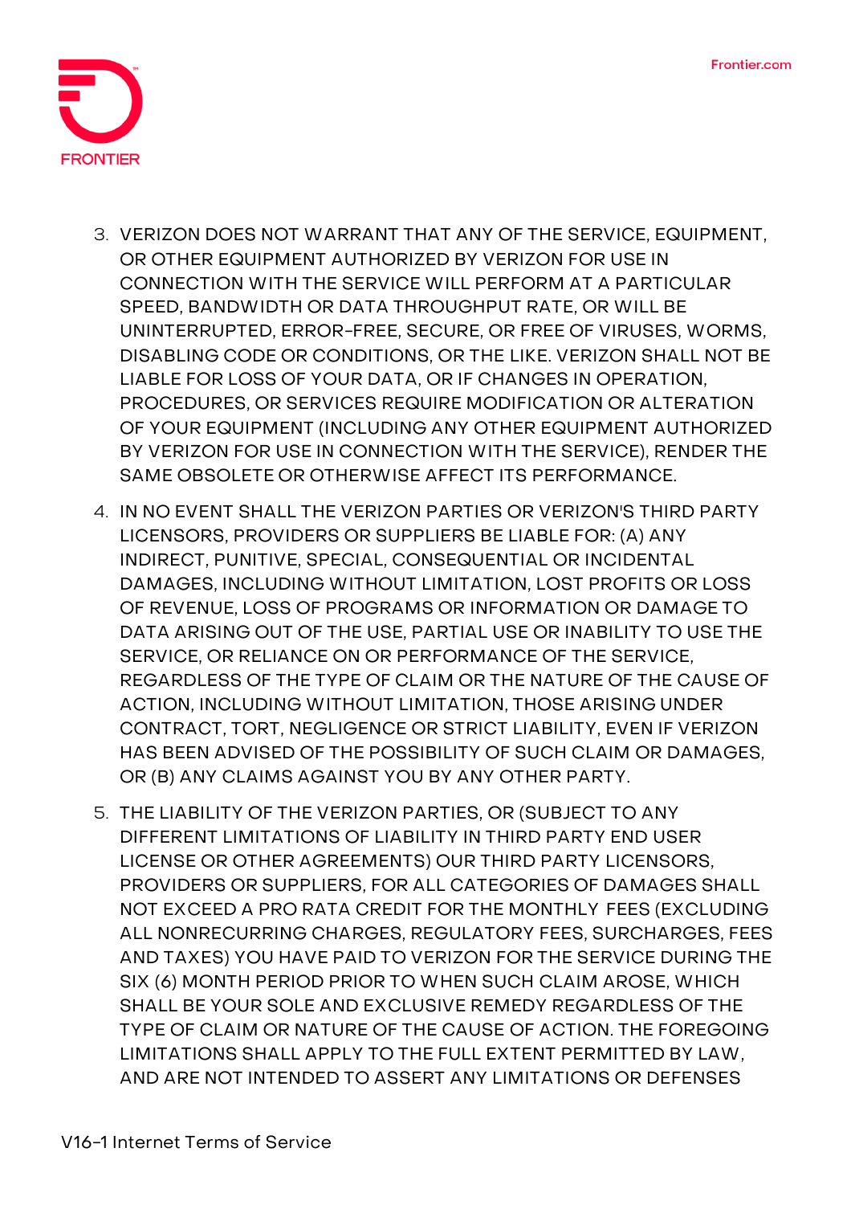3. VERIZON DOES NOT WARRANT THAT ANY OF THE SERVICE, EQUIPMENT, OR OTHER EQUIPMENT AUTHORIZED BY VERIZON FOR USE IN CONNECTION WITH THE SERVICE WILL PERFORM AT A PARTICULAR SPEED, BANDWIDTH OR DATA THROUGHPUT RATE, OR WILL BE UNINTERRUPTED, ERROR-FREE, SECURE, OR FREE OF VIRUSES, WORMS, DISABLING CODE OR CONDITIONS, OR THE LIKE. VERIZON SHALL NOT BE LIABLE FOR LOSS OF YOUR DATA, OR IF CHANGES IN OPERATION, PROCEDURES, OR SERVICES REQUIRE MODIFICATION OR ALTERATION OF YOUR EQUIPMENT (INCLUDING ANY OTHER EQUIPMENT AUTHORIZED BY VERIZON FOR USE IN CONNECTION WITH THE SERVICE), RENDER THE SAME OBSOLETE OR OTHERWISE AFFECT ITS PERFORMANCE.
4. IN NO EVENT SHALL THE VERIZON PARTIES OR VERIZON'S THIRD PARTY LICENSORS, PROVIDERS OR SUPPLIERS BE LIABLE FOR: (A) ANY INDIRECT, PUNITIVE, SPECIAL, CONSEQUENTIAL OR INCIDENTAL DAMAGES, INCLUDING WITHOUT LIMITATION, LOST PROFITS OR LOSS OF REVENUE, LOSS OF PROGRAMS OR INFORMATION OR DAMAGE TO DATA ARISING OUT OF THE USE, PARTIAL USE OR INABILITY TO USE THE SERVICE, OR RELIANCE ON OR PERFORMANCE OF THE SERVICE, REGARDLESS OF THE TYPE OF CLAIM OR THE NATURE OF THE CAUSE OF ACTION, INCLUDING WITHOUT LIMITATION, THOSE ARISING UNDER CONTRACT, TORT, NEGLIGENCE OR STRICT LIABILITY, EVEN IF VERIZON HAS BEEN ADVISED OF THE POSSIBILITY OF SUCH CLAIM OR DAMAGES, OR (B) ANY CLAIMS AGAINST YOU BY ANY OTHER PARTY.
5. THE LIABILITY OF THE VERIZON PARTIES, OR (SUBJECT TO ANY DIFFERENT LIMITATIONS OF LIABILITY IN THIRD PARTY END USER LICENSE OR OTHER AGREEMENTS) OUR THIRD PARTY LICENSORS, PROVIDERS OR SUPPLIERS, FOR ALL CATEGORIES OF DAMAGES SHALL NOT EXCEED A PRO RATA CREDIT FOR THE MONTHLY FEES (EXCLUDING ALL NONRECURRING CHARGES, REGULATORY FEES, SURCHARGES, FEES AND TAXES) YOU HAVE PAID TO VERIZON FOR THE SERVICE DURING THE SIX (6) MONTH PERIOD PRIOR TO WHEN SUCH CLAIM AROSE, WHICH SHALL BE YOUR SOLE AND EXCLUSIVE REMEDY REGARDLESS OF THE TYPE OF CLAIM OR NATURE OF THE CAUSE OF ACTION. THE FOREGOING LIMITATIONS SHALL APPLY TO THE FULL EXTENT PERMITTED BY LAW, AND ARE NOT INTENDED TO ASSERT ANY LIMITATIONS OR DEFENSES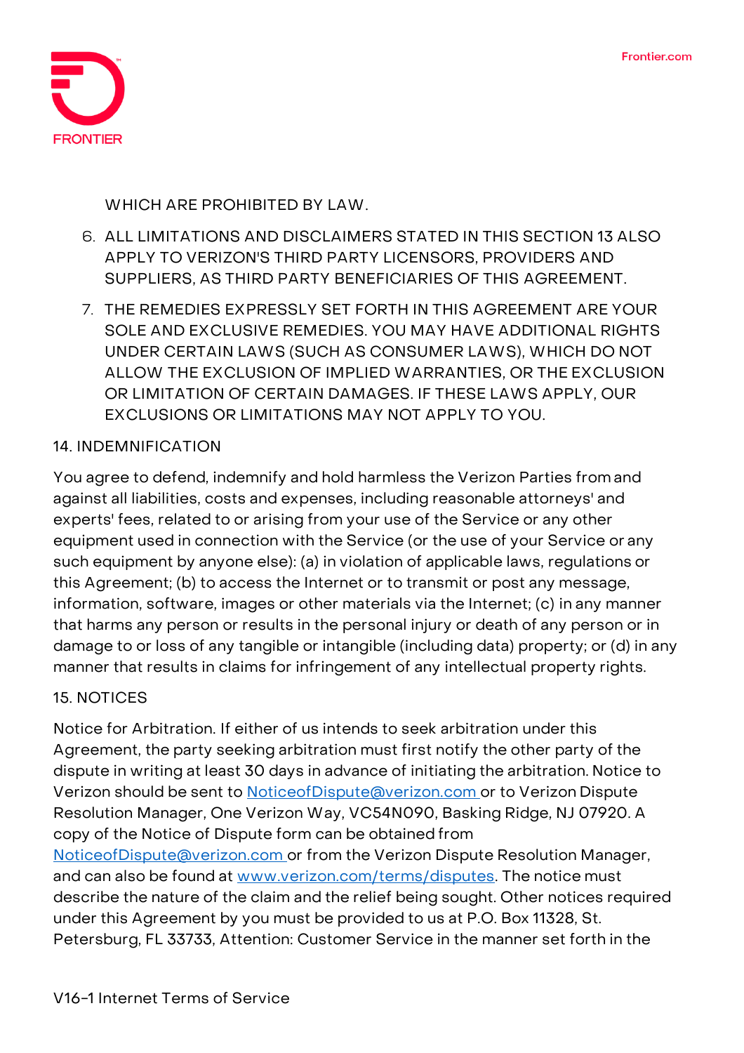WHICH ARE PROHIBITED BY LAW.

6. ALL LIMITATIONS AND DISCLAIMERS STATED IN THIS SECTION 13 ALSO APPLY TO VERIZON'S THIRD PARTY LICENSORS, PROVIDERS AND SUPPLIERS, AS THIRD PARTY BENEFICIARIES OF THIS AGREEMENT.
7. THE REMEDIES EXPRESSLY SET FORTH IN THIS AGREEMENT ARE YOUR SOLE AND EXCLUSIVE REMEDIES. YOU MAY HAVE ADDITIONAL RIGHTS UNDER CERTAIN LAWS (SUCH AS CONSUMER LAWS), WHICH DO NOT ALLOW THE EXCLUSION OF IMPLIED WARRANTIES, OR THE EXCLUSION OR LIMITATION OF CERTAIN DAMAGES. IF THESE LAWS APPLY, OUR EXCLUSIONS OR LIMITATIONS MAY NOT APPLY TO YOU.

## 14. INDEMNIFICATION

You agree to defend, indemnify and hold harmless the Verizon Parties from and against all liabilities, costs and expenses, including reasonable attorneys' and experts' fees, related to or arising from your use of the Service or any other equipment used in connection with the Service (or the use of your Service or any such equipment by anyone else): (a) in violation of applicable laws, regulations or this Agreement; (b) to access the Internet or to transmit or post any message, information, software, images or other materials via the Internet; (c) in any manner that harms any person or results in the personal injury or death of any person or in damage to or loss of any tangible or intangible (including data) property; or (d) in any manner that results in claims for infringement of any intellectual property rights.

## 15. NOTICES

Notice for Arbitration. If either of us intends to seek arbitration under this Agreement, the party seeking arbitration must first notify the other party of the dispute in writing at least 30 days in advance of initiating the arbitration. Notice to Verizon should be sent to NoticeofDispute@verizon.com or to Verizon Dispute Resolution Manager, One Verizon Way, VC54N090, Basking Ridge, NJ 07920. A copy of the Notice of Dispute form can be obtained from NoticeofDispute@verizon.com or from the Verizon Dispute Resolution Manager, and can also be found at www.verizon.com/terms/disputes. The notice must describe the nature of the claim and the relief being sought. Other notices required under this Agreement by you must be provided to us at P.O. Box 11328, St. Petersburg, FL 33733, Attention: Customer Service in the manner set forth in the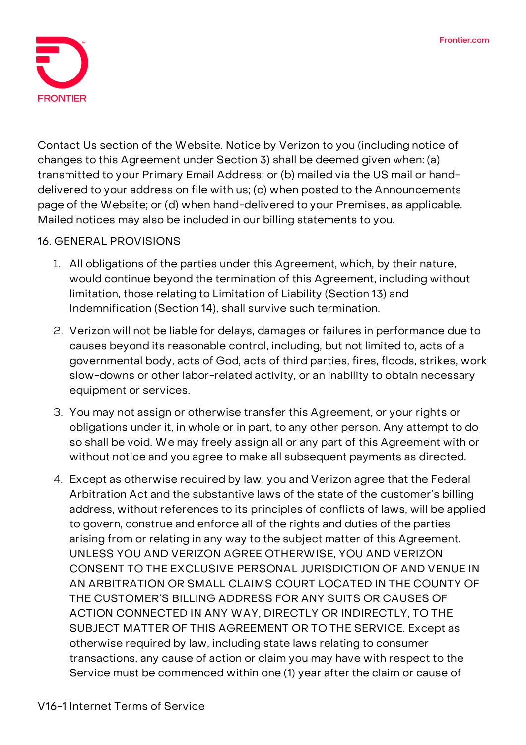Contact Us section of the Website. Notice by Verizon to you (including notice of changes to this Agreement under Section 3) shall be deemed given when: (a) transmitted to your Primary Email Address; or (b) mailed via the US mail or hand-delivered to your address on file with us; (c) when posted to the Announcements page of the Website; or (d) when hand-delivered to your Premises, as applicable. Mailed notices may also be included in our billing statements to you.

16. GENERAL PROVISIONS

1. All obligations of the parties under this Agreement, which, by their nature, would continue beyond the termination of this Agreement, including without limitation, those relating to Limitation of Liability (Section 13) and Indemnification (Section 14), shall survive such termination.
2. Verizon will not be liable for delays, damages or failures in performance due to causes beyond its reasonable control, including, but not limited to, acts of a governmental body, acts of God, acts of third parties, fires, floods, strikes, work slow-downs or other labor-related activity, or an inability to obtain necessary equipment or services.
3. You may not assign or otherwise transfer this Agreement, or your rights or obligations under it, in whole or in part, to any other person. Any attempt to do so shall be void. We may freely assign all or any part of this Agreement with or without notice and you agree to make all subsequent payments as directed.
4. Except as otherwise required by law, you and Verizon agree that the Federal Arbitration Act and the substantive laws of the state of the customer's billing address, without references to its principles of conflicts of laws, will be applied to govern, construe and enforce all of the rights and duties of the parties arising from or relating in any way to the subject matter of this Agreement. UNLESS YOU AND VERIZON AGREE OTHERWISE, YOU AND VERIZON CONSENT TO THE EXCLUSIVE PERSONAL JURISDICTION OF AND VENUE IN AN ARBITRATION OR SMALL CLAIMS COURT LOCATED IN THE COUNTY OF THE CUSTOMER'S BILLING ADDRESS FOR ANY SUITS OR CAUSES OF ACTION CONNECTED IN ANY WAY, DIRECTLY OR INDIRECTLY, TO THE SUBJECT MATTER OF THIS AGREEMENT OR TO THE SERVICE. Except as otherwise required by law, including state laws relating to consumer transactions, any cause of action or claim you may have with respect to the Service must be commenced within one (1) year after the claim or cause of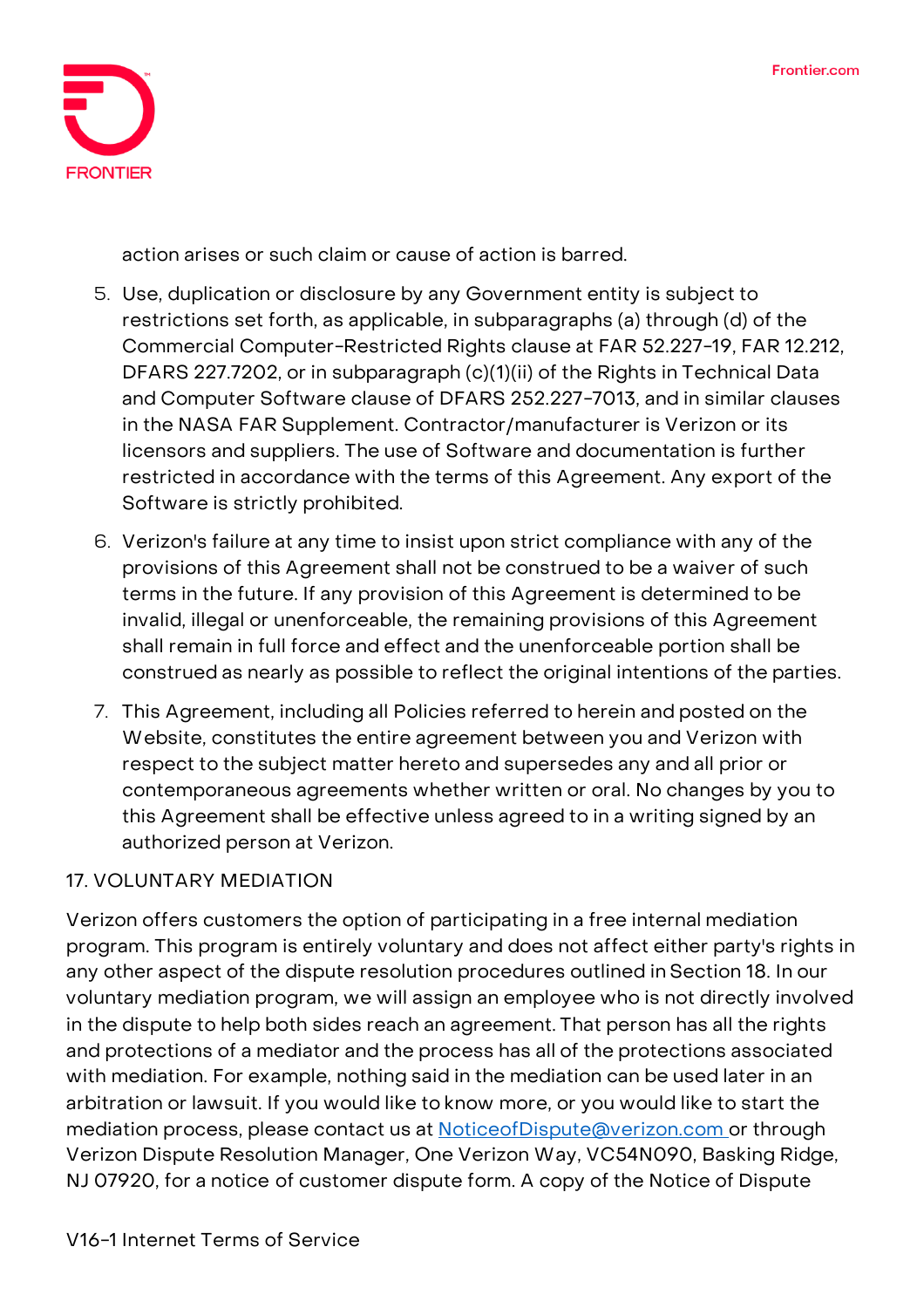action arises or such claim or cause of action is barred.

5. Use, duplication or disclosure by any Government entity is subject to restrictions set forth, as applicable, in subparagraphs (a) through (d) of the Commercial Computer-Restricted Rights clause at FAR 52.227-19, FAR 12.212, DFARS 227.7202, or in subparagraph (c)(1)(ii) of the Rights in Technical Data and Computer Software clause of DFARS 252.227-7013, and in similar clauses in the NASA FAR Supplement. Contractor/manufacturer is Verizon or its licensors and suppliers. The use of Software and documentation is further restricted in accordance with the terms of this Agreement. Any export of the Software is strictly prohibited.
6. Verizon's failure at any time to insist upon strict compliance with any of the provisions of this Agreement shall not be construed to be a waiver of such terms in the future. If any provision of this Agreement is determined to be invalid, illegal or unenforceable, the remaining provisions of this Agreement shall remain in full force and effect and the unenforceable portion shall be construed as nearly as possible to reflect the original intentions of the parties.
7. This Agreement, including all Policies referred to herein and posted on the Website, constitutes the entire agreement between you and Verizon with respect to the subject matter hereto and supersedes any and all prior or contemporaneous agreements whether written or oral. No changes by you to this Agreement shall be effective unless agreed to in a writing signed by an authorized person at Verizon.

## 17. VOLUNTARY MEDIATION

Verizon offers customers the option of participating in a free internal mediation program. This program is entirely voluntary and does not affect either party's rights in any other aspect of the dispute resolution procedures outlined in Section 18. In our voluntary mediation program, we will assign an employee who is not directly involved in the dispute to help both sides reach an agreement. That person has all the rights and protections of a mediator and the process has all of the protections associated with mediation. For example, nothing said in the mediation can be used later in an arbitration or lawsuit. If you would like to know more, or you would like to start the mediation process, please contact us at NoticeofDispute@verizon.com or through Verizon Dispute Resolution Manager, One Verizon Way, VC54N090, Basking Ridge, NJ 07920, for a notice of customer dispute form. A copy of the Notice of Dispute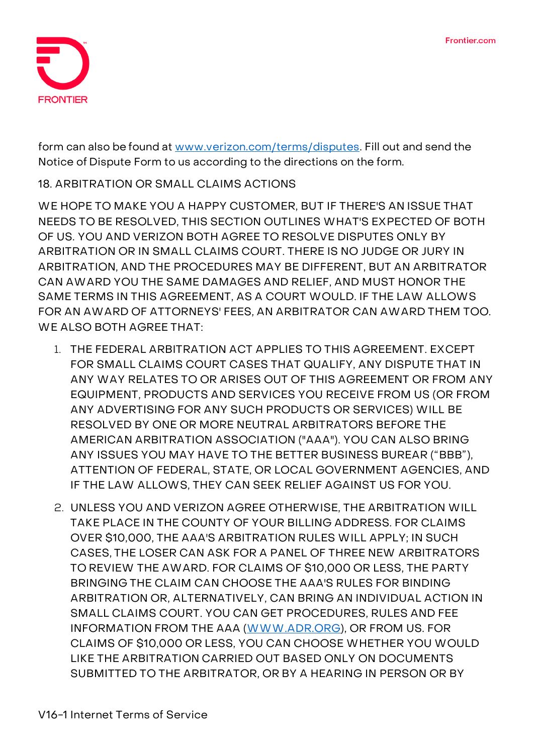form can also be found at [www.verizon.com/terms/disputes](www.verizon.com/terms/disputes). Fill out and send the Notice of Dispute Form to us according to the directions on the form.

18. ARBITRATION OR SMALL CLAIMS ACTIONS

WE HOPE TO MAKE YOU A HAPPY CUSTOMER, BUT IF THERE'S AN ISSUE THAT NEEDS TO BE RESOLVED, THIS SECTION OUTLINES WHAT'S EXPECTED OF BOTH OF US. YOU AND VERIZON BOTH AGREE TO RESOLVE DISPUTES ONLY BY ARBITRATION OR IN SMALL CLAIMS COURT. THERE IS NO JUDGE OR JURY IN ARBITRATION, AND THE PROCEDURES MAY BE DIFFERENT, BUT AN ARBITRATOR CAN AWARD YOU THE SAME DAMAGES AND RELIEF, AND MUST HONOR THE SAME TERMS IN THIS AGREEMENT, AS A COURT WOULD. IF THE LAW ALLOWS FOR AN AWARD OF ATTORNEYS' FEES, AN ARBITRATOR CAN AWARD THEM TOO. WE ALSO BOTH AGREE THAT:

1. THE FEDERAL ARBITRATION ACT APPLIES TO THIS AGREEMENT. EXCEPT FOR SMALL CLAIMS COURT CASES THAT QUALIFY, ANY DISPUTE THAT IN ANY WAY RELATES TO OR ARISES OUT OF THIS AGREEMENT OR FROM ANY EQUIPMENT, PRODUCTS AND SERVICES YOU RECEIVE FROM US (OR FROM ANY ADVERTISING FOR ANY SUCH PRODUCTS OR SERVICES) WILL BE RESOLVED BY ONE OR MORE NEUTRAL ARBITRATORS BEFORE THE AMERICAN ARBITRATION ASSOCIATION ("AAA"). YOU CAN ALSO BRING ANY ISSUES YOU MAY HAVE TO THE BETTER BUSINESS BUREAU ("BBB"), ATTENTION OF FEDERAL, STATE, OR LOCAL GOVERNMENT AGENCIES, AND IF THE LAW ALLOWS, THEY CAN SEEK RELIEF AGAINST US FOR YOU.
2. UNLESS YOU AND VERIZON AGREE OTHERWISE, THE ARBITRATION WILL TAKE PLACE IN THE COUNTY OF YOUR BILLING ADDRESS. FOR CLAIMS OVER $10,000, THE AAA'S ARBITRATION RULES WILL APPLY; IN SUCH CASES, THE LOSER CAN ASK FOR A PANEL OF THREE NEW ARBITRATORS TO REVIEW THE AWARD. FOR CLAIMS OF $10,000 OR LESS, THE PARTY BRINGING THE CLAIM CAN CHOOSE THE AAA'S RULES FOR BINDING ARBITRATION OR, ALTERNATIVELY, CAN BRING AN INDIVIDUAL ACTION IN SMALL CLAIMS COURT. YOU CAN GET PROCEDURES, RULES AND FEE INFORMATION FROM THE AAA ([WWW.ADR.ORG](WWW.ADR.ORG)), OR FROM US. FOR CLAIMS OF $10,000 OR LESS, YOU CAN CHOOSE WHETHER YOU WOULD LIKE THE ARBITRATION CARRIED OUT BASED ONLY ON DOCUMENTS SUBMITTED TO THE ARBITRATOR, OR BY A HEARING IN PERSON OR BY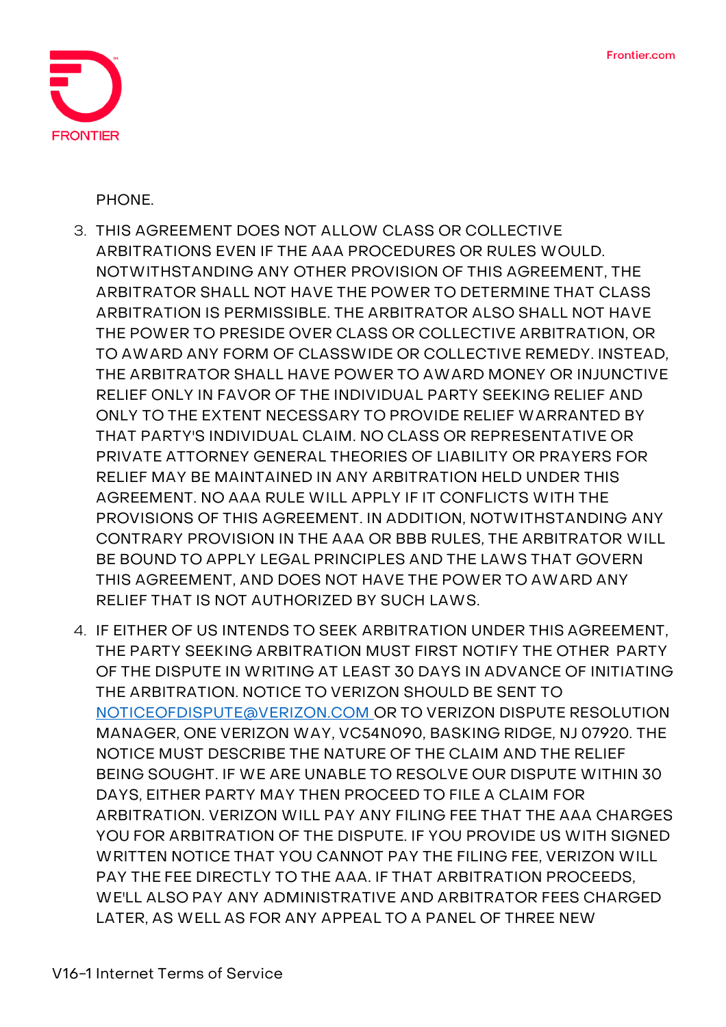PHONE.

3. THIS AGREEMENT DOES NOT ALLOW CLASS OR COLLECTIVE ARBITRATIONS EVEN IF THE AAA PROCEDURES OR RULES WOULD. NOTWITHSTANDING ANY OTHER PROVISION OF THIS AGREEMENT, THE ARBITRATOR SHALL NOT HAVE THE POWER TO DETERMINE THAT CLASS ARBITRATION IS PERMISSIBLE. THE ARBITRATOR ALSO SHALL NOT HAVE THE POWER TO PRESIDE OVER CLASS OR COLLECTIVE ARBITRATION, OR TO AWARD ANY FORM OF CLASSWIDE OR COLLECTIVE REMEDY. INSTEAD, THE ARBITRATOR SHALL HAVE POWER TO AWARD MONEY OR INJUNCTIVE RELIEF ONLY IN FAVOR OF THE INDIVIDUAL PARTY SEEKING RELIEF AND ONLY TO THE EXTENT NECESSARY TO PROVIDE RELIEF WARRANTED BY THAT PARTY'S INDIVIDUAL CLAIM. NO CLASS OR REPRESENTATIVE OR PRIVATE ATTORNEY GENERAL THEORIES OF LIABILITY OR PRAYERS FOR RELIEF MAY BE MAINTAINED IN ANY ARBITRATION HELD UNDER THIS AGREEMENT. NO AAA RULE WILL APPLY IF IT CONFLICTS WITH THE PROVISIONS OF THIS AGREEMENT. IN ADDITION, NOTWITHSTANDING ANY CONTRARY PROVISION IN THE AAA OR BBB RULES, THE ARBITRATOR WILL BE BOUND TO APPLY LEGAL PRINCIPLES AND THE LAWS THAT GOVERN THIS AGREEMENT, AND DOES NOT HAVE THE POWER TO AWARD ANY RELIEF THAT IS NOT AUTHORIZED BY SUCH LAWS.
4. IF EITHER OF US INTENDS TO SEEK ARBITRATION UNDER THIS AGREEMENT, THE PARTY SEEKING ARBITRATION MUST FIRST NOTIFY THE OTHER PARTY OF THE DISPUTE IN WRITING AT LEAST 30 DAYS IN ADVANCE OF INITIATING THE ARBITRATION. NOTICE TO VERIZON SHOULD BE SENT TO NOTICEOFDISPUTE@VERIZON.COM OR TO VERIZON DISPUTE RESOLUTION MANAGER, ONE VERIZON WAY, VC54N090, BASKING RIDGE, NJ 07920. THE NOTICE MUST DESCRIBE THE NATURE OF THE CLAIM AND THE RELIEF BEING SOUGHT. IF WE ARE UNABLE TO RESOLVE OUR DISPUTE WITHIN 30 DAYS, EITHER PARTY MAY THEN PROCEED TO FILE A CLAIM FOR ARBITRATION. VERIZON WILL PAY ANY FILING FEE THAT THE AAA CHARGES YOU FOR ARBITRATION OF THE DISPUTE. IF YOU PROVIDE US WITH SIGNED WRITTEN NOTICE THAT YOU CANNOT PAY THE FILING FEE, VERIZON WILL PAY THE FEE DIRECTLY TO THE AAA. IF THAT ARBITRATION PROCEEDS, WE'LL ALSO PAY ANY ADMINISTRATIVE AND ARBITRATOR FEES CHARGED LATER, AS WELL AS FOR ANY APPEAL TO A PANEL OF THREE NEW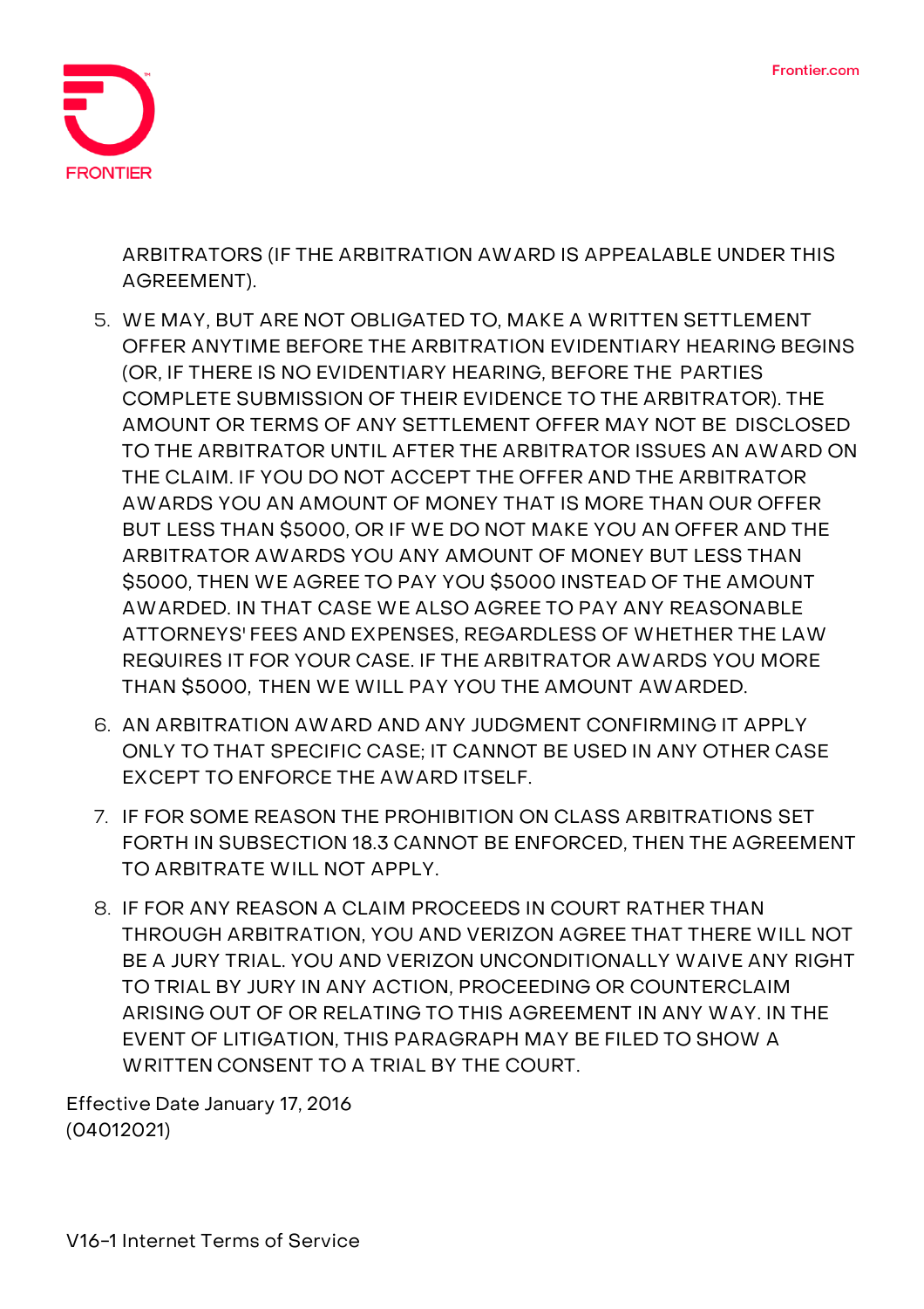ARBITRATORS (IF THE ARBITRATION AWARD IS APPEALABLE UNDER THIS AGREEMENT).

5. WE MAY, BUT ARE NOT OBLIGATED TO, MAKE A WRITTEN SETTLEMENT OFFER ANYTIME BEFORE THE ARBITRATION EVIDENTIARY HEARING BEGINS (OR, IF THERE IS NO EVIDENTIARY HEARING, BEFORE THE PARTIES COMPLETE SUBMISSION OF THEIR EVIDENCE TO THE ARBITRATOR). THE AMOUNT OR TERMS OF ANY SETTLEMENT OFFER MAY NOT BE DISCLOSED TO THE ARBITRATOR UNTIL AFTER THE ARBITRATOR ISSUES AN AWARD ON THE CLAIM. IF YOU DO NOT ACCEPT THE OFFER AND THE ARBITRATOR AWARDS YOU AN AMOUNT OF MONEY THAT IS MORE THAN OUR OFFER BUT LESS THAN $5000, OR IF WE DO NOT MAKE YOU AN OFFER AND THE ARBITRATOR AWARDS YOU ANY AMOUNT OF MONEY BUT LESS THAN $5000, THEN WE AGREE TO PAY YOU $5000 INSTEAD OF THE AMOUNT AWARDED. IN THAT CASE WE ALSO AGREE TO PAY ANY REASONABLE ATTORNEYS' FEES AND EXPENSES, REGARDLESS OF WHETHER THE LAW REQUIRES IT FOR YOUR CASE. IF THE ARBITRATOR AWARDS YOU MORE THAN $5000, THEN WE WILL PAY YOU THE AMOUNT AWARDED.
6. AN ARBITRATION AWARD AND ANY JUDGMENT CONFIRMING IT APPLY ONLY TO THAT SPECIFIC CASE; IT CANNOT BE USED IN ANY OTHER CASE EXCEPT TO ENFORCE THE AWARD ITSELF.
7. IF FOR SOME REASON THE PROHIBITION ON CLASS ARBITRATIONS SET FORTH IN SUBSECTION 18.3 CANNOT BE ENFORCED, THEN THE AGREEMENT TO ARBITRATE WILL NOT APPLY.
8. IF FOR ANY REASON A CLAIM PROCEEDS IN COURT RATHER THAN THROUGH ARBITRATION, YOU AND VERIZON AGREE THAT THERE WILL NOT BE A JURY TRIAL. YOU AND VERIZON UNCONDITIONALLY WAIVE ANY RIGHT TO TRIAL BY JURY IN ANY ACTION, PROCEEDING OR COUNTERCLAIM ARISING OUT OF OR RELATING TO THIS AGREEMENT IN ANY WAY. IN THE EVENT OF LITIGATION, THIS PARAGRAPH MAY BE FILED TO SHOW A WRITTEN CONSENT TO A TRIAL BY THE COURT.

Effective Date January 17, 2016
(04012021)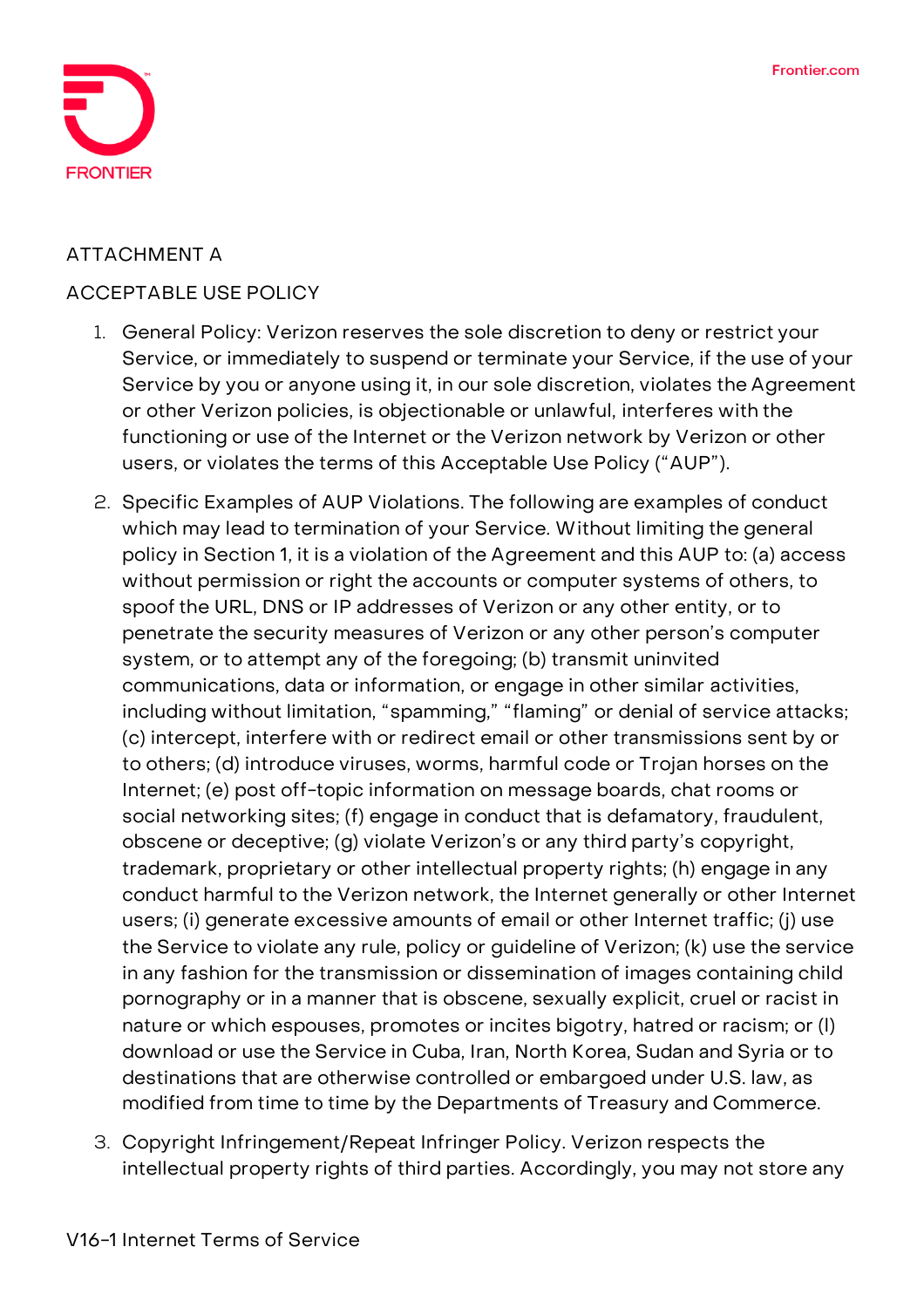ATTACHMENT A

ACCEPTABLE USE POLICY

1. General Policy: Verizon reserves the sole discretion to deny or restrict your Service, or immediately to suspend or terminate your Service, if the use of your Service by you or anyone using it, in our sole discretion, violates the Agreement or other Verizon policies, is objectionable or unlawful, interferes with the functioning or use of the Internet or the Verizon network by Verizon or other users, or violates the terms of this Acceptable Use Policy ("AUP").
2. Specific Examples of AUP Violations. The following are examples of conduct which may lead to termination of your Service. Without limiting the general policy in Section 1, it is a violation of the Agreement and this AUP to: (a) access without permission or right the accounts or computer systems of others, to spoof the URL, DNS or IP addresses of Verizon or any other entity, or to penetrate the security measures of Verizon or any other person's computer system, or to attempt any of the foregoing; (b) transmit uninvited communications, data or information, or engage in other similar activities, including without limitation, "spamming," "flaming" or denial of service attacks; (c) intercept, interfere with or redirect email or other transmissions sent by or to others; (d) introduce viruses, worms, harmful code or Trojan horses on the Internet; (e) post off-topic information on message boards, chat rooms or social networking sites; (f) engage in conduct that is defamatory, fraudulent, obscene or deceptive; (g) violate Verizon's or any third party's copyright, trademark, proprietary or other intellectual property rights; (h) engage in any conduct harmful to the Verizon network, the Internet generally or other Internet users; (i) generate excessive amounts of email or other Internet traffic; (j) use the Service to violate any rule, policy or guideline of Verizon; (k) use the service in any fashion for the transmission or dissemination of images containing child pornography or in a manner that is obscene, sexually explicit, cruel or racist in nature or which espouses, promotes or incites bigotry, hatred or racism; or (l) download or use the Service in Cuba, Iran, North Korea, Sudan and Syria or to destinations that are otherwise controlled or embargoed under U.S. law, as modified from time to time by the Departments of Treasury and Commerce.
3. Copyright Infringement/Repeat Infringer Policy. Verizon respects the intellectual property rights of third parties. Accordingly, you may not store any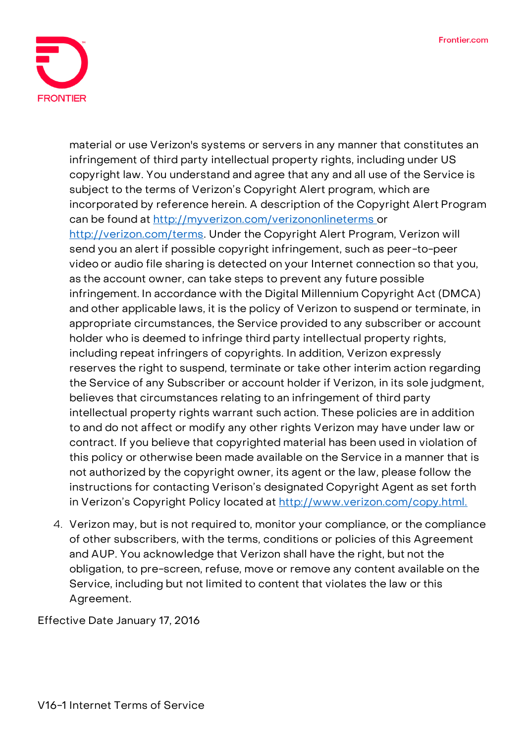material or use Verizon's systems or servers in any manner that constitutes an infringement of third party intellectual property rights, including under US copyright law. You understand and agree that any and all use of the Service is subject to the terms of Verizon's Copyright Alert program, which are incorporated by reference herein. A description of the Copyright Alert Program can be found at [http://myverizon.com/verizononlineterms](http://myverizon.com/verizononlineterms) or [http://verizon.com/terms](http://verizon.com/terms). Under the Copyright Alert Program, Verizon will send you an alert if possible copyright infringement, such as peer-to-peer video or audio file sharing is detected on your Internet connection so that you, as the account owner, can take steps to prevent any future possible infringement. In accordance with the Digital Millennium Copyright Act (DMCA) and other applicable laws, it is the policy of Verizon to suspend or terminate, in appropriate circumstances, the Service provided to any subscriber or account holder who is deemed to infringe third party intellectual property rights, including repeat infringers of copyrights. In addition, Verizon expressly reserves the right to suspend, terminate or take other interim action regarding the Service of any Subscriber or account holder if Verizon, in its sole judgment, believes that circumstances relating to an infringement of third party intellectual property rights warrant such action. These policies are in addition to and do not affect or modify any other rights Verizon may have under law or contract. If you believe that copyrighted material has been used in violation of this policy or otherwise been made available on the Service in a manner that is not authorized by the copyright owner, its agent or the law, please follow the instructions for contacting Verison's designated Copyright Agent as set forth in Verizon's Copyright Policy located at [http://www.verizon.com/copy.html.](http://www.verizon.com/copy.html)

4. Verizon may, but is not required to, monitor your compliance, or the compliance of other subscribers, with the terms, conditions or policies of this Agreement and AUP. You acknowledge that Verizon shall have the right, but not the obligation, to pre-screen, refuse, move or remove any content available on the Service, including but not limited to content that violates the law or this Agreement.

Effective Date January 17, 2016

V16-1 Internet Terms of Service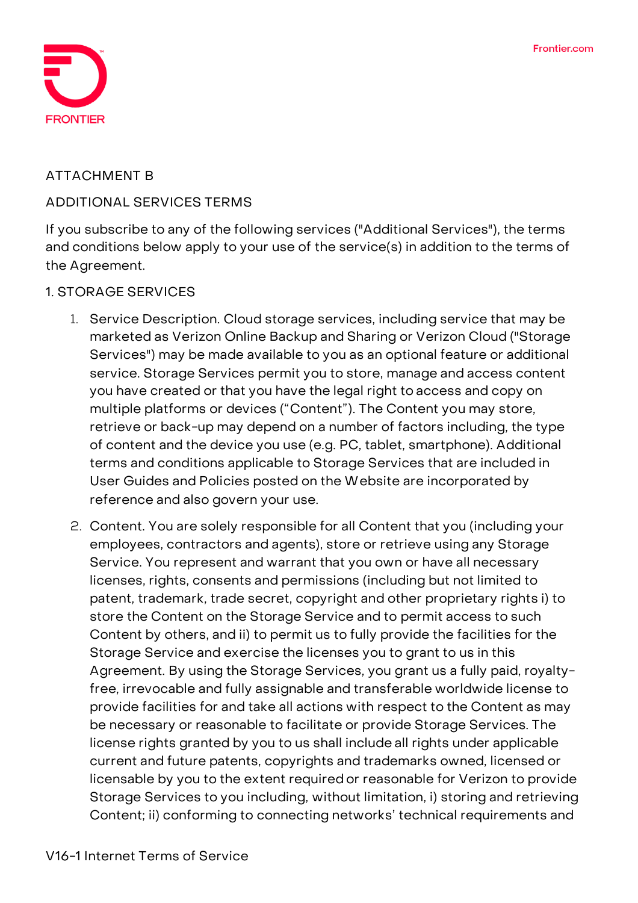ATTACHMENT B

ADDITIONAL SERVICES TERMS

If you subscribe to any of the following services ("Additional Services"), the terms and conditions below apply to your use of the service(s) in addition to the terms of the Agreement.

1. STORAGE SERVICES

1. Service Description. Cloud storage services, including service that may be marketed as Verizon Online Backup and Sharing or Verizon Cloud ("Storage Services") may be made available to you as an optional feature or additional service. Storage Services permit you to store, manage and access content you have created or that you have the legal right to access and copy on multiple platforms or devices ("Content"). The Content you may store, retrieve or back-up may depend on a number of factors including, the type of content and the device you use (e.g. PC, tablet, smartphone). Additional terms and conditions applicable to Storage Services that are included in User Guides and Policies posted on the Website are incorporated by reference and also govern your use.
2. Content. You are solely responsible for all Content that you (including your employees, contractors and agents), store or retrieve using any Storage Service. You represent and warrant that you own or have all necessary licenses, rights, consents and permissions (including but not limited to patent, trademark, trade secret, copyright and other proprietary rights i) to store the Content on the Storage Service and to permit access to such Content by others, and ii) to permit us to fully provide the facilities for the Storage Service and exercise the licenses you to grant to us in this Agreement. By using the Storage Services, you grant us a fully paid, royalty-free, irrevocable and fully assignable and transferable worldwide license to provide facilities for and take all actions with respect to the Content as may be necessary or reasonable to facilitate or provide Storage Services. The license rights granted by you to us shall include all rights under applicable current and future patents, copyrights and trademarks owned, licensed or licensable by you to the extent required or reasonable for Verizon to provide Storage Services to you including, without limitation, i) storing and retrieving Content; ii) conforming to connecting networks' technical requirements and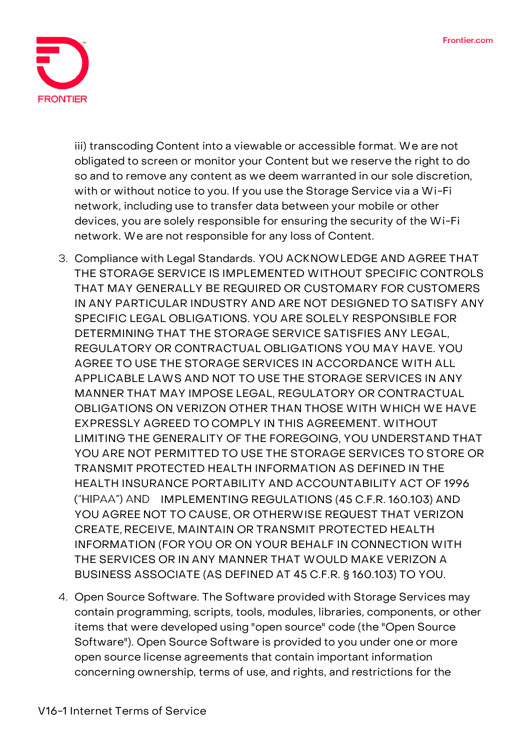iii) transcoding Content into a viewable or accessible format. We are not obligated to screen or monitor your Content but we reserve the right to do so and to remove any content as we deem warranted in our sole discretion, with or without notice to you. If you use the Storage Service via a Wi-Fi network, including use to transfer data between your mobile or other devices, you are solely responsible for ensuring the security of the Wi-Fi network. We are not responsible for any loss of Content.

3. Compliance with Legal Standards. YOU ACKNOWLEDGE AND AGREE THAT THE STORAGE SERVICE IS IMPLEMENTED WITHOUT SPECIFIC CONTROLS THAT MAY GENERALLY BE REQUIRED OR CUSTOMARY FOR CUSTOMERS IN ANY PARTICULAR INDUSTRY AND ARE NOT DESIGNED TO SATISFY ANY SPECIFIC LEGAL OBLIGATIONS. YOU ARE SOLELY RESPONSIBLE FOR DETERMINING THAT THE STORAGE SERVICE SATISFIES ANY LEGAL, REGULATORY OR CONTRACTUAL OBLIGATIONS YOU MAY HAVE. YOU AGREE TO USE THE STORAGE SERVICES IN ACCORDANCE WITH ALL APPLICABLE LAWS AND NOT TO USE THE STORAGE SERVICES IN ANY MANNER THAT MAY IMPOSE LEGAL, REGULATORY OR CONTRACTUAL OBLIGATIONS ON VERIZON OTHER THAN THOSE WITH WHICH WE HAVE EXPRESSLY AGREED TO COMPLY IN THIS AGREEMENT. WITHOUT LIMITING THE GENERALITY OF THE FOREGOING, YOU UNDERSTAND THAT YOU ARE NOT PERMITTED TO USE THE STORAGE SERVICES TO STORE OR TRANSMIT PROTECTED HEALTH INFORMATION AS DEFINED IN THE HEALTH INSURANCE PORTABILITY AND ACCOUNTABILITY ACT OF 1996 ("HIPAA") AND IMPLEMENTING REGULATIONS (45 C.F.R. 160.103) AND YOU AGREE NOT TO CAUSE, OR OTHERWISE REQUEST THAT VERIZON CREATE, RECEIVE, MAINTAIN OR TRANSMIT PROTECTED HEALTH INFORMATION (FOR YOU OR ON YOUR BEHALF IN CONNECTION WITH THE SERVICES OR IN ANY MANNER THAT WOULD MAKE VERIZON A BUSINESS ASSOCIATE (AS DEFINED AT 45 C.F.R. § 160.103) TO YOU.

4. Open Source Software. The Software provided with Storage Services may contain programming, scripts, tools, modules, libraries, components, or other items that were developed using "open source" code (the "Open Source Software"). Open Source Software is provided to you under one or more open source license agreements that contain important information concerning ownership, terms of use, and rights, and restrictions for the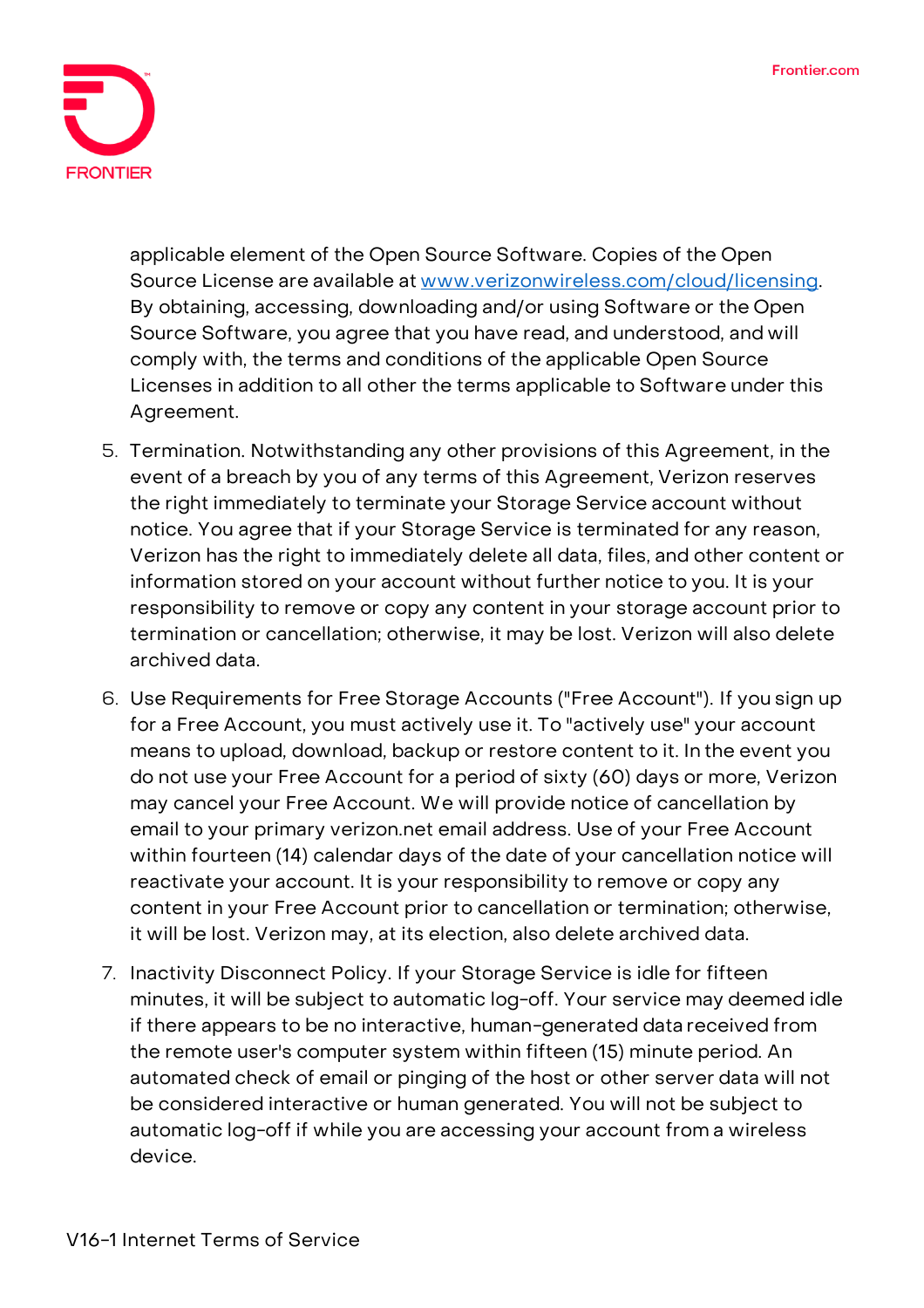applicable element of the Open Source Software. Copies of the Open Source License are available at [www.verizonwireless.com/cloud/licensing](http://www.verizonwireless.com/cloud/licensing). By obtaining, accessing, downloading and/or using Software or the Open Source Software, you agree that you have read, and understood, and will comply with, the terms and conditions of the applicable Open Source Licenses in addition to all other the terms applicable to Software under this Agreement.

5. Termination. Notwithstanding any other provisions of this Agreement, in the event of a breach by you of any terms of this Agreement, Verizon reserves the right immediately to terminate your Storage Service account without notice. You agree that if your Storage Service is terminated for any reason, Verizon has the right to immediately delete all data, files, and other content or information stored on your account without further notice to you. It is your responsibility to remove or copy any content in your storage account prior to termination or cancellation; otherwise, it may be lost. Verizon will also delete archived data.
6. Use Requirements for Free Storage Accounts ("Free Account"). If you sign up for a Free Account, you must actively use it. To "actively use" your account means to upload, download, backup or restore content to it. In the event you do not use your Free Account for a period of sixty (60) days or more, Verizon may cancel your Free Account. We will provide notice of cancellation by email to your primary verizon.net email address. Use of your Free Account within fourteen (14) calendar days of the date of your cancellation notice will reactivate your account. It is your responsibility to remove or copy any content in your Free Account prior to cancellation or termination; otherwise, it will be lost. Verizon may, at its election, also delete archived data.
7. Inactivity Disconnect Policy. If your Storage Service is idle for fifteen minutes, it will be subject to automatic log-off. Your service may deemed idle if there appears to be no interactive, human-generated data received from the remote user's computer system within fifteen (15) minute period. An automated check of email or pinging of the host or other server data will not be considered interactive or human generated. You will not be subject to automatic log-off if while you are accessing your account from a wireless device.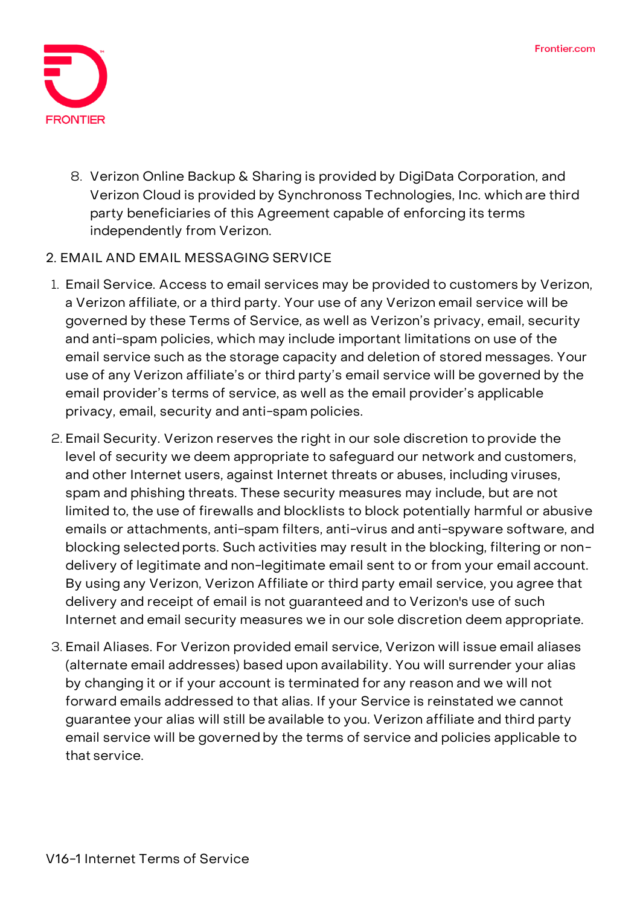8. Verizon Online Backup & Sharing is provided by DigiData Corporation, and Verizon Cloud is provided by Synchronoss Technologies, Inc. which are third party beneficiaries of this Agreement capable of enforcing its terms independently from Verizon.

2. EMAIL AND EMAIL MESSAGING SERVICE

1. Email Service. Access to email services may be provided to customers by Verizon, a Verizon affiliate, or a third party. Your use of any Verizon email service will be governed by these Terms of Service, as well as Verizon's privacy, email, security and anti-spam policies, which may include important limitations on use of the email service such as the storage capacity and deletion of stored messages. Your use of any Verizon affiliate's or third party's email service will be governed by the email provider's terms of service, as well as the email provider's applicable privacy, email, security and anti-spam policies.
2. Email Security. Verizon reserves the right in our sole discretion to provide the level of security we deem appropriate to safeguard our network and customers, and other Internet users, against Internet threats or abuses, including viruses, spam and phishing threats. These security measures may include, but are not limited to, the use of firewalls and blocklists to block potentially harmful or abusive emails or attachments, anti-spam filters, anti-virus and anti-spyware software, and blocking selected ports. Such activities may result in the blocking, filtering or non-delivery of legitimate and non-legitimate email sent to or from your email account. By using any Verizon, Verizon Affiliate or third party email service, you agree that delivery and receipt of email is not guaranteed and to Verizon's use of such Internet and email security measures we in our sole discretion deem appropriate.
3. Email Aliases. For Verizon provided email service, Verizon will issue email aliases (alternate email addresses) based upon availability. You will surrender your alias by changing it or if your account is terminated for any reason and we will not forward emails addressed to that alias. If your Service is reinstated we cannot guarantee your alias will still be available to you. Verizon affiliate and third party email service will be governed by the terms of service and policies applicable to that service.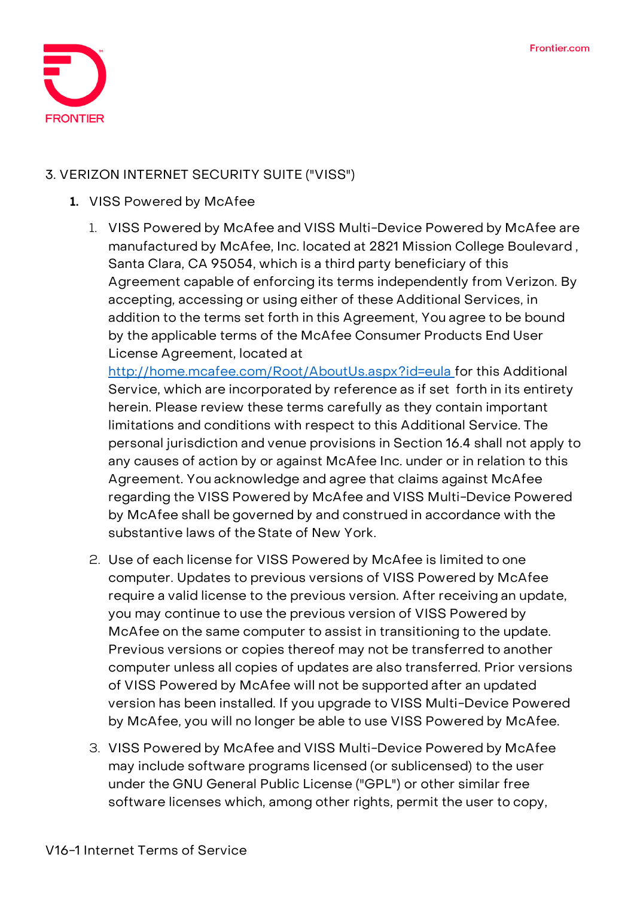3. VERIZON INTERNET SECURITY SUITE ("VISS")

1. **VISS Powered by McAfee**

   1. VISS Powered by McAfee and VISS Multi-Device Powered by McAfee are manufactured by McAfee, Inc. located at 2821 Mission College Boulevard , Santa Clara, CA 95054, which is a third party beneficiary of this Agreement capable of enforcing its terms independently from Verizon. By accepting, accessing or using either of these Additional Services, in addition to the terms set forth in this Agreement, You agree to be bound by the applicable terms of the McAfee Consumer Products End User License Agreement, located at [http://home.mcafee.com/Root/AboutUs.aspx?id=eula](http://home.mcafee.com/Root/AboutUs.aspx?id=eula) for this Additional Service, which are incorporated by reference as if set forth in its entirety herein. Please review these terms carefully as they contain important limitations and conditions with respect to this Additional Service. The personal jurisdiction and venue provisions in Section 16.4 shall not apply to any causes of action by or against McAfee Inc. under or in relation to this Agreement. You acknowledge and agree that claims against McAfee regarding the VISS Powered by McAfee and VISS Multi-Device Powered by McAfee shall be governed by and construed in accordance with the substantive laws of the State of New York.

   2. Use of each license for VISS Powered by McAfee is limited to one computer. Updates to previous versions of VISS Powered by McAfee require a valid license to the previous version. After receiving an update, you may continue to use the previous version of VISS Powered by McAfee on the same computer to assist in transitioning to the update. Previous versions or copies thereof may not be transferred to another computer unless all copies of updates are also transferred. Prior versions of VISS Powered by McAfee will not be supported after an updated version has been installed. If you upgrade to VISS Multi-Device Powered by McAfee, you will no longer be able to use VISS Powered by McAfee.

   3. VISS Powered by McAfee and VISS Multi-Device Powered by McAfee may include software programs licensed (or sublicensed) to the user under the GNU General Public License ("GPL") or other similar free software licenses which, among other rights, permit the user to copy,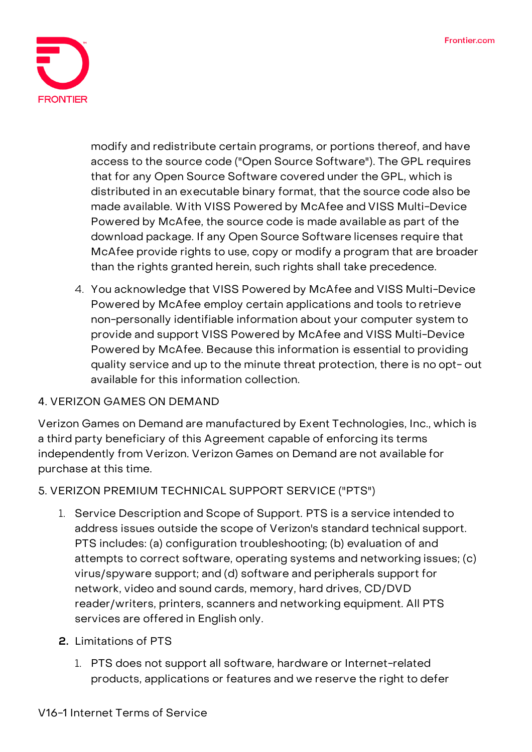modify and redistribute certain programs, or portions thereof, and have access to the source code ("Open Source Software"). The GPL requires that for any Open Source Software covered under the GPL, which is distributed in an executable binary format, that the source code also be made available. With VISS Powered by McAfee and VISS Multi-Device Powered by McAfee, the source code is made available as part of the download package. If any Open Source Software licenses require that McAfee provide rights to use, copy or modify a program that are broader than the rights granted herein, such rights shall take precedence.

4. You acknowledge that VISS Powered by McAfee and VISS Multi-Device Powered by McAfee employ certain applications and tools to retrieve non-personally identifiable information about your computer system to provide and support VISS Powered by McAfee and VISS Multi-Device Powered by McAfee. Because this information is essential to providing quality service and up to the minute threat protection, there is no opt- out available for this information collection.

4. VERIZON GAMES ON DEMAND

Verizon Games on Demand are manufactured by Exent Technologies, Inc., which is a third party beneficiary of this Agreement capable of enforcing its terms independently from Verizon. Verizon Games on Demand are not available for purchase at this time.

5. VERIZON PREMIUM TECHNICAL SUPPORT SERVICE ("PTS")

1. Service Description and Scope of Support. PTS is a service intended to address issues outside the scope of Verizon's standard technical support. PTS includes: (a) configuration troubleshooting; (b) evaluation of and attempts to correct software, operating systems and networking issues; (c) virus/spyware support; and (d) software and peripherals support for network, video and sound cards, memory, hard drives, CD/DVD reader/writers, printers, scanners and networking equipment. All PTS services are offered in English only.

2. **Limitations of PTS**

   1. PTS does not support all software, hardware or Internet-related products, applications or features and we reserve the right to defer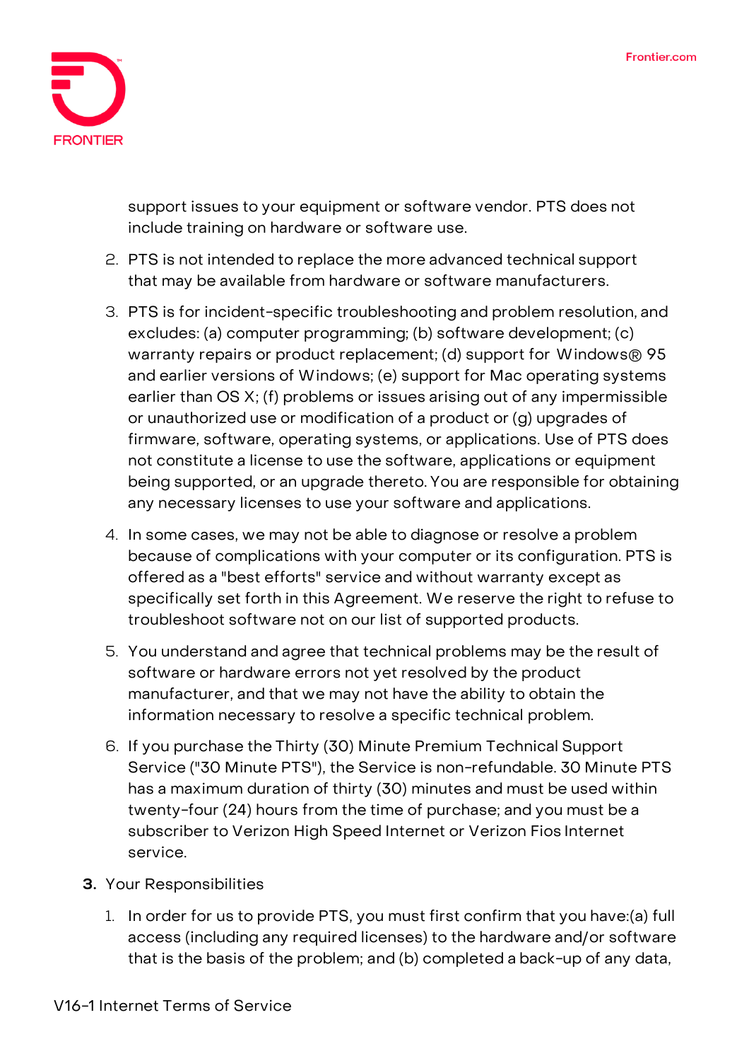support issues to your equipment or software vendor. PTS does not include training on hardware or software use.

2. PTS is not intended to replace the more advanced technical support that may be available from hardware or software manufacturers.
3. PTS is for incident-specific troubleshooting and problem resolution, and excludes: (a) computer programming; (b) software development; (c) warranty repairs or product replacement; (d) support for Windows® 95 and earlier versions of Windows; (e) support for Mac operating systems earlier than OS X; (f) problems or issues arising out of any impermissible or unauthorized use or modification of a product or (g) upgrades of firmware, software, operating systems, or applications. Use of PTS does not constitute a license to use the software, applications or equipment being supported, or an upgrade thereto. You are responsible for obtaining any necessary licenses to use your software and applications.
4. In some cases, we may not be able to diagnose or resolve a problem because of complications with your computer or its configuration. PTS is offered as a "best efforts" service and without warranty except as specifically set forth in this Agreement. We reserve the right to refuse to troubleshoot software not on our list of supported products.
5. You understand and agree that technical problems may be the result of software or hardware errors not yet resolved by the product manufacturer, and that we may not have the ability to obtain the information necessary to resolve a specific technical problem.
6. If you purchase the Thirty (30) Minute Premium Technical Support Service ("30 Minute PTS"), the Service is non-refundable. 30 Minute PTS has a maximum duration of thirty (30) minutes and must be used within twenty-four (24) hours from the time of purchase; and you must be a subscriber to Verizon High Speed Internet or Verizon Fios Internet service.

**3.** Your Responsibilities

1. In order for us to provide PTS, you must first confirm that you have:(a) full access (including any required licenses) to the hardware and/or software that is the basis of the problem; and (b) completed a back-up of any data,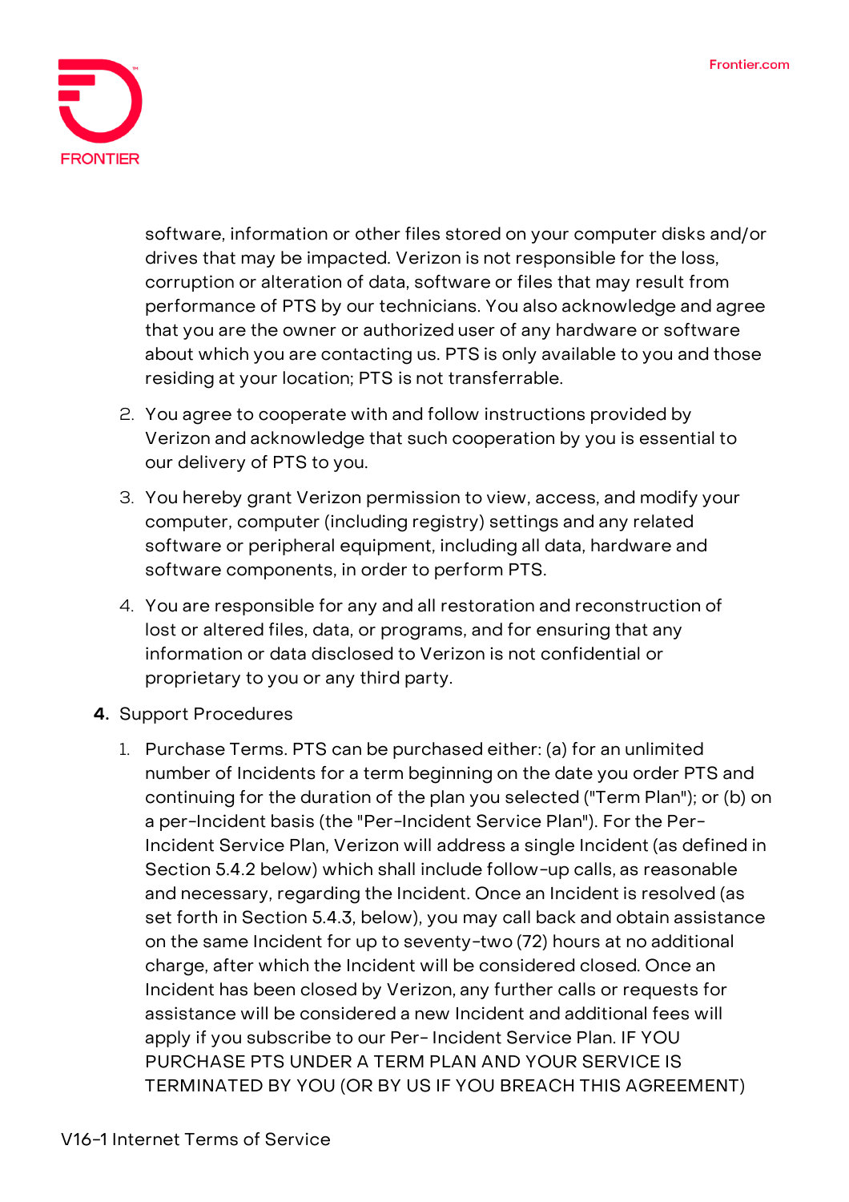software, information or other files stored on your computer disks and/or drives that may be impacted. Verizon is not responsible for the loss, corruption or alteration of data, software or files that may result from performance of PTS by our technicians. You also acknowledge and agree that you are the owner or authorized user of any hardware or software about which you are contacting us. PTS is only available to you and those residing at your location; PTS is not transferrable.

2. You agree to cooperate with and follow instructions provided by Verizon and acknowledge that such cooperation by you is essential to our delivery of PTS to you.
3. You hereby grant Verizon permission to view, access, and modify your computer, computer (including registry) settings and any related software or peripheral equipment, including all data, hardware and software components, in order to perform PTS.
4. You are responsible for any and all restoration and reconstruction of lost or altered files, data, or programs, and for ensuring that any information or data disclosed to Verizon is not confidential or proprietary to you or any third party.

**4.** Support Procedures

1. Purchase Terms. PTS can be purchased either: (a) for an unlimited number of Incidents for a term beginning on the date you order PTS and continuing for the duration of the plan you selected ("Term Plan"); or (b) on a per-Incident basis (the "Per-Incident Service Plan"). For the Per-Incident Service Plan, Verizon will address a single Incident (as defined in Section 5.4.2 below) which shall include follow-up calls, as reasonable and necessary, regarding the Incident. Once an Incident is resolved (as set forth in Section 5.4.3, below), you may call back and obtain assistance on the same Incident for up to seventy-two (72) hours at no additional charge, after which the Incident will be considered closed. Once an Incident has been closed by Verizon, any further calls or requests for assistance will be considered a new Incident and additional fees will apply if you subscribe to our Per- Incident Service Plan. IF YOU PURCHASE PTS UNDER A TERM PLAN AND YOUR SERVICE IS TERMINATED BY YOU (OR BY US IF YOU BREACH THIS AGREEMENT)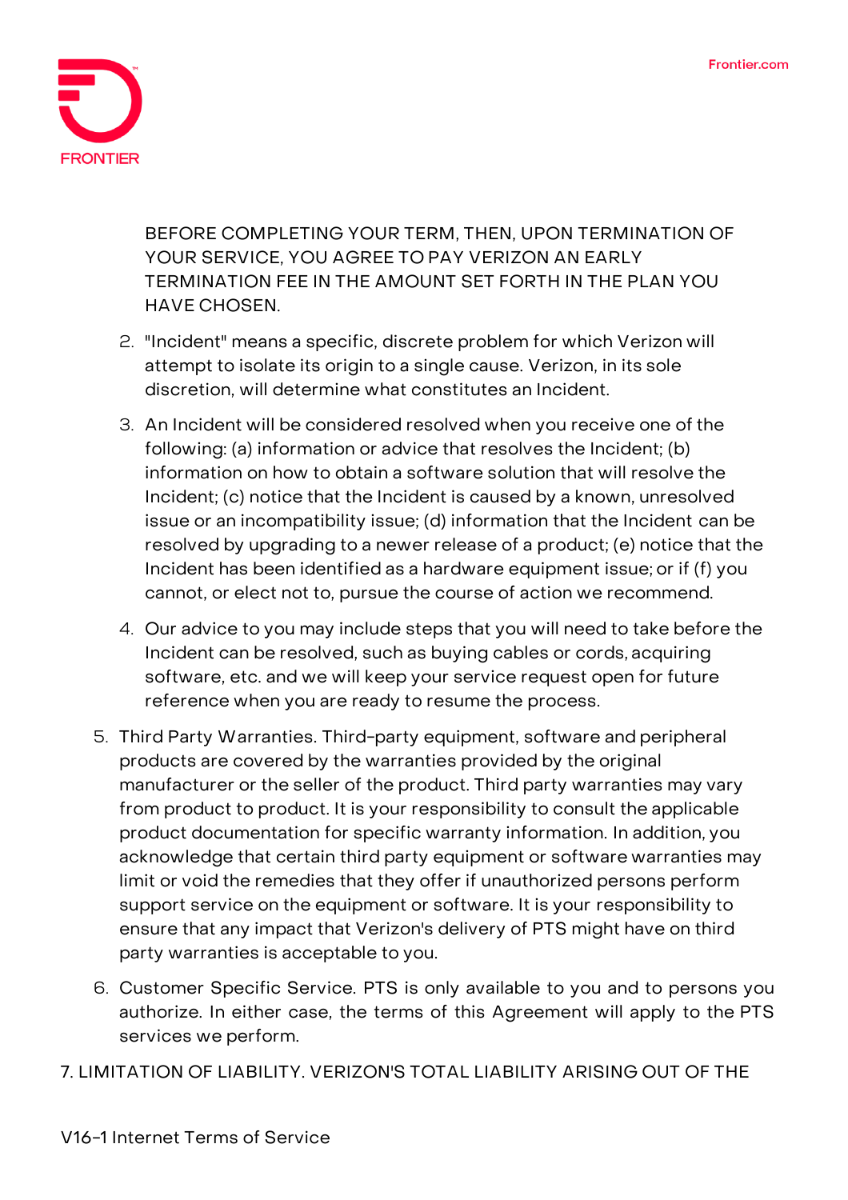BEFORE COMPLETING YOUR TERM, THEN, UPON TERMINATION OF YOUR SERVICE, YOU AGREE TO PAY VERIZON AN EARLY TERMINATION FEE IN THE AMOUNT SET FORTH IN THE PLAN YOU HAVE CHOSEN.

2. "Incident" means a specific, discrete problem for which Verizon will attempt to isolate its origin to a single cause. Verizon, in its sole discretion, will determine what constitutes an Incident.
3. An Incident will be considered resolved when you receive one of the following: (a) information or advice that resolves the Incident; (b) information on how to obtain a software solution that will resolve the Incident; (c) notice that the Incident is caused by a known, unresolved issue or an incompatibility issue; (d) information that the Incident can be resolved by upgrading to a newer release of a product; (e) notice that the Incident has been identified as a hardware equipment issue; or if (f) you cannot, or elect not to, pursue the course of action we recommend.
4. Our advice to you may include steps that you will need to take before the Incident can be resolved, such as buying cables or cords, acquiring software, etc. and we will keep your service request open for future reference when you are ready to resume the process.

5. Third Party Warranties. Third-party equipment, software and peripheral products are covered by the warranties provided by the original manufacturer or the seller of the product. Third party warranties may vary from product to product. It is your responsibility to consult the applicable product documentation for specific warranty information. In addition, you acknowledge that certain third party equipment or software warranties may limit or void the remedies that they offer if unauthorized persons perform support service on the equipment or software. It is your responsibility to ensure that any impact that Verizon's delivery of PTS might have on third party warranties is acceptable to you.
6. Customer Specific Service. PTS is only available to you and to persons you authorize. In either case, the terms of this Agreement will apply to the PTS services we perform.

7. LIMITATION OF LIABILITY. VERIZON'S TOTAL LIABILITY ARISING OUT OF THE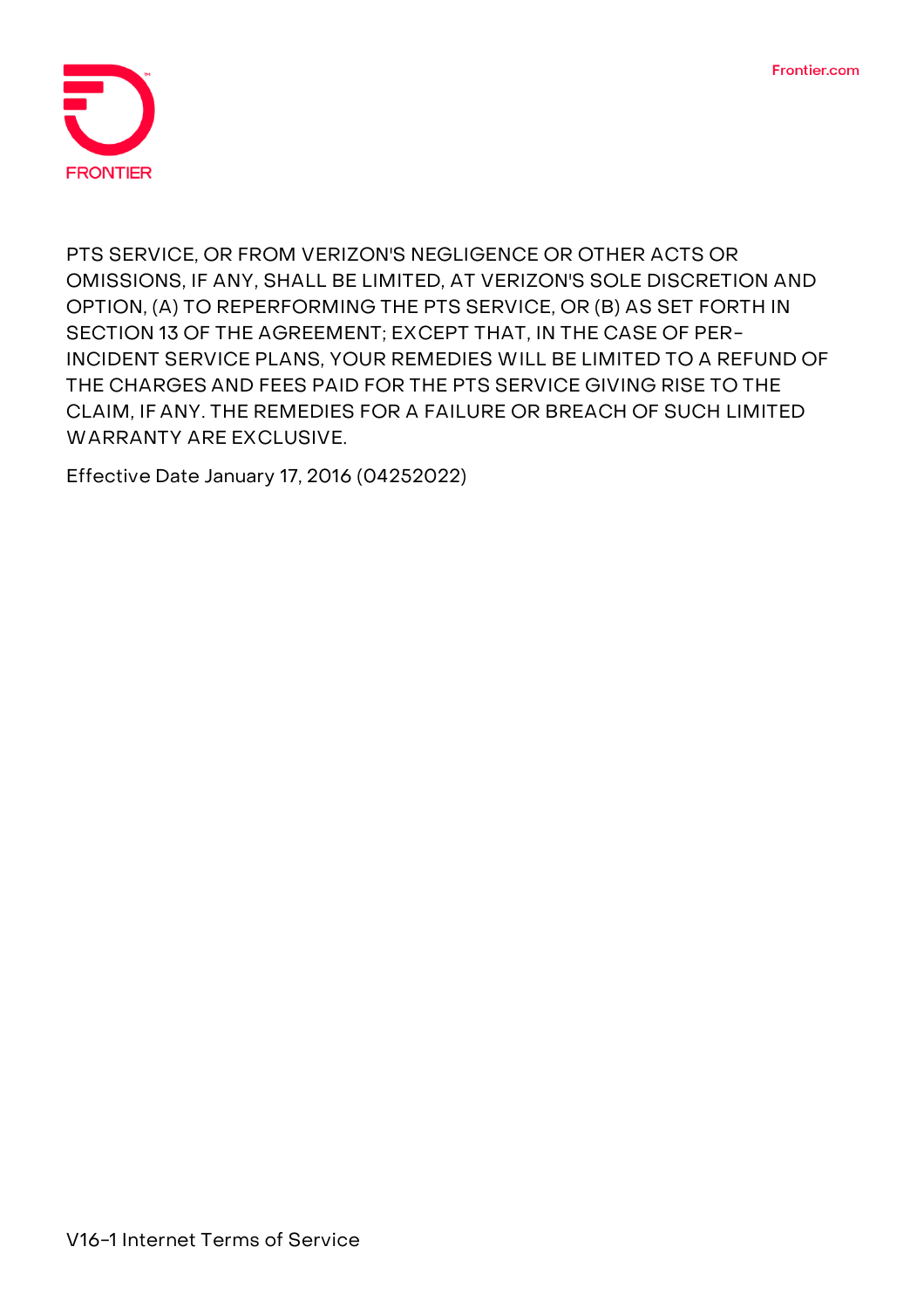PTS SERVICE, OR FROM VERIZON'S NEGLIGENCE OR OTHER ACTS OR OMISSIONS, IF ANY, SHALL BE LIMITED, AT VERIZON'S SOLE DISCRETION AND OPTION, (A) TO REPERFORMING THE PTS SERVICE, OR (B) AS SET FORTH IN SECTION 13 OF THE AGREEMENT; EXCEPT THAT, IN THE CASE OF PER-INCIDENT SERVICE PLANS, YOUR REMEDIES WILL BE LIMITED TO A REFUND OF THE CHARGES AND FEES PAID FOR THE PTS SERVICE GIVING RISE TO THE CLAIM, IF ANY. THE REMEDIES FOR A FAILURE OR BREACH OF SUCH LIMITED WARRANTY ARE EXCLUSIVE.

Effective Date January 17, 2016 (04252022)